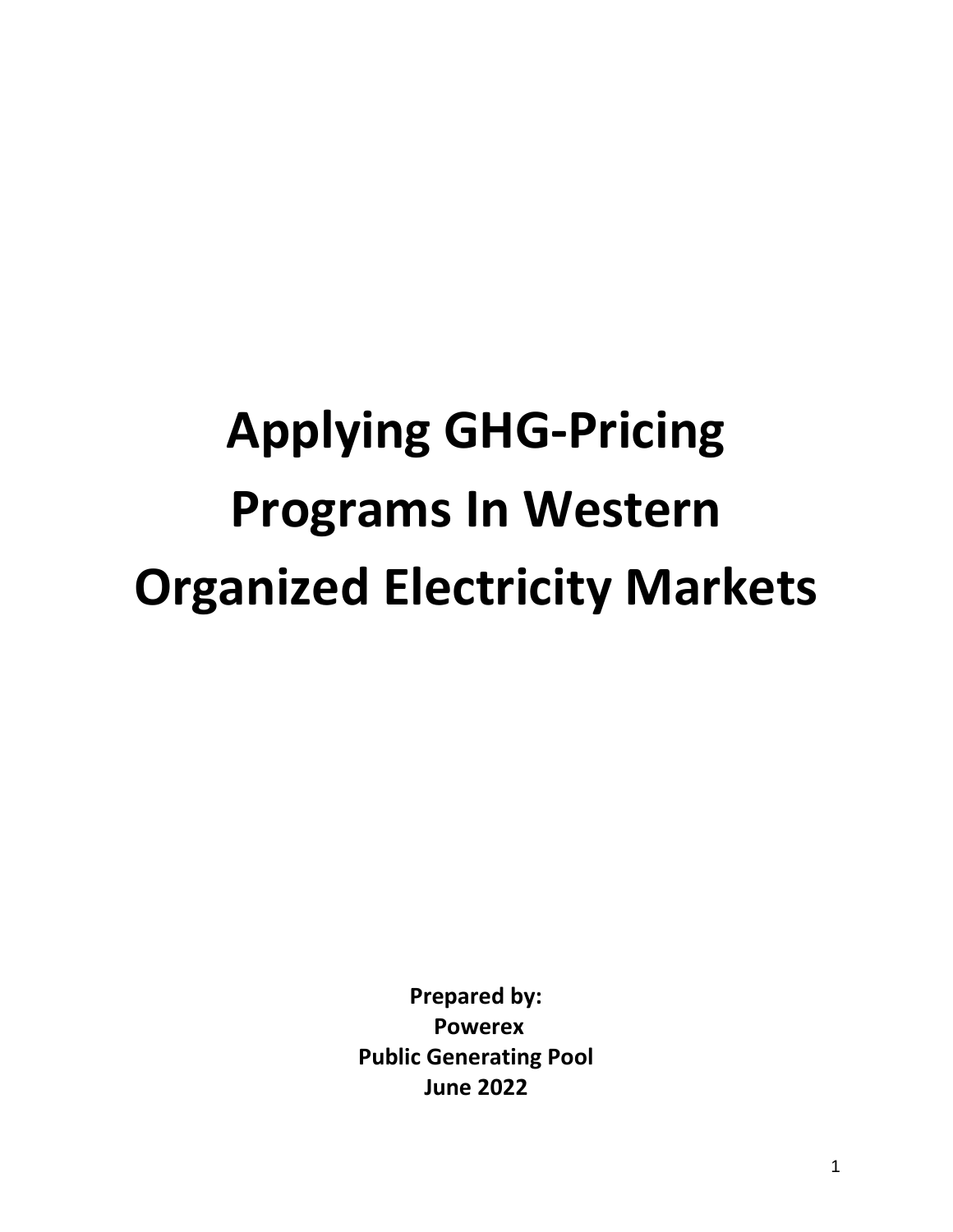# Applying GHG-Pricing Programs In Western Organized Electricity Markets

**Prepared by:**
**Powerex**
**Public Generating Pool**
**June 2022**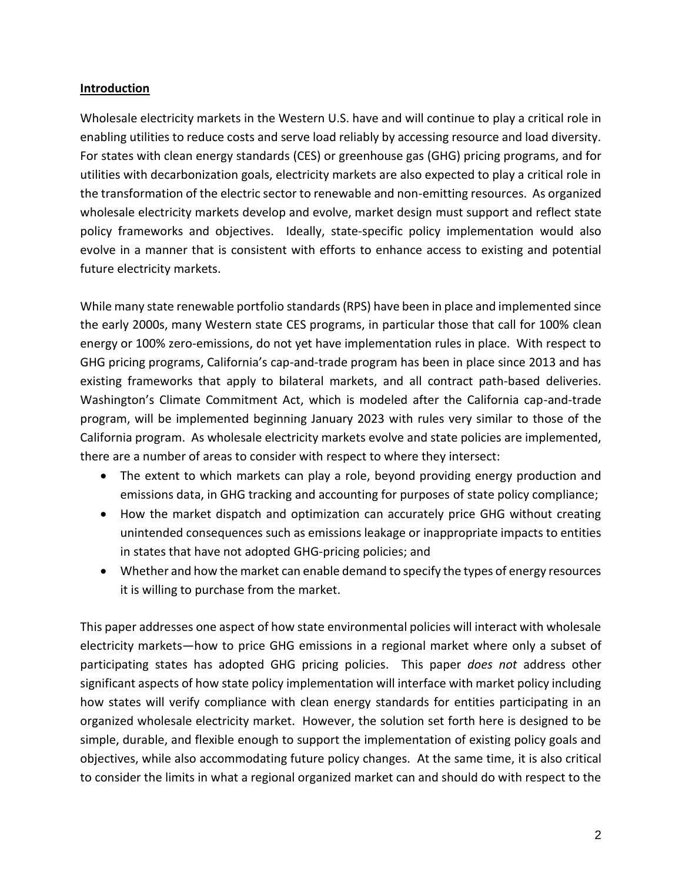## Introduction

Wholesale electricity markets in the Western U.S. have and will continue to play a critical role in enabling utilities to reduce costs and serve load reliably by accessing resource and load diversity. For states with clean energy standards (CES) or greenhouse gas (GHG) pricing programs, and for utilities with decarbonization goals, electricity markets are also expected to play a critical role in the transformation of the electric sector to renewable and non-emitting resources. As organized wholesale electricity markets develop and evolve, market design must support and reflect state policy frameworks and objectives. Ideally, state-specific policy implementation would also evolve in a manner that is consistent with efforts to enhance access to existing and potential future electricity markets.

While many state renewable portfolio standards (RPS) have been in place and implemented since the early 2000s, many Western state CES programs, in particular those that call for 100% clean energy or 100% zero-emissions, do not yet have implementation rules in place. With respect to GHG pricing programs, California's cap-and-trade program has been in place since 2013 and has existing frameworks that apply to bilateral markets, and all contract path-based deliveries. Washington's Climate Commitment Act, which is modeled after the California cap-and-trade program, will be implemented beginning January 2023 with rules very similar to those of the California program. As wholesale electricity markets evolve and state policies are implemented, there are a number of areas to consider with respect to where they intersect:

- The extent to which markets can play a role, beyond providing energy production and emissions data, in GHG tracking and accounting for purposes of state policy compliance;
- How the market dispatch and optimization can accurately price GHG without creating unintended consequences such as emissions leakage or inappropriate impacts to entities in states that have not adopted GHG-pricing policies; and
- Whether and how the market can enable demand to specify the types of energy resources it is willing to purchase from the market.

This paper addresses one aspect of how state environmental policies will interact with wholesale electricity markets—how to price GHG emissions in a regional market where only a subset of participating states has adopted GHG pricing policies. This paper *does not* address other significant aspects of how state policy implementation will interface with market policy including how states will verify compliance with clean energy standards for entities participating in an organized wholesale electricity market. However, the solution set forth here is designed to be simple, durable, and flexible enough to support the implementation of existing policy goals and objectives, while also accommodating future policy changes. At the same time, it is also critical to consider the limits in what a regional organized market can and should do with respect to the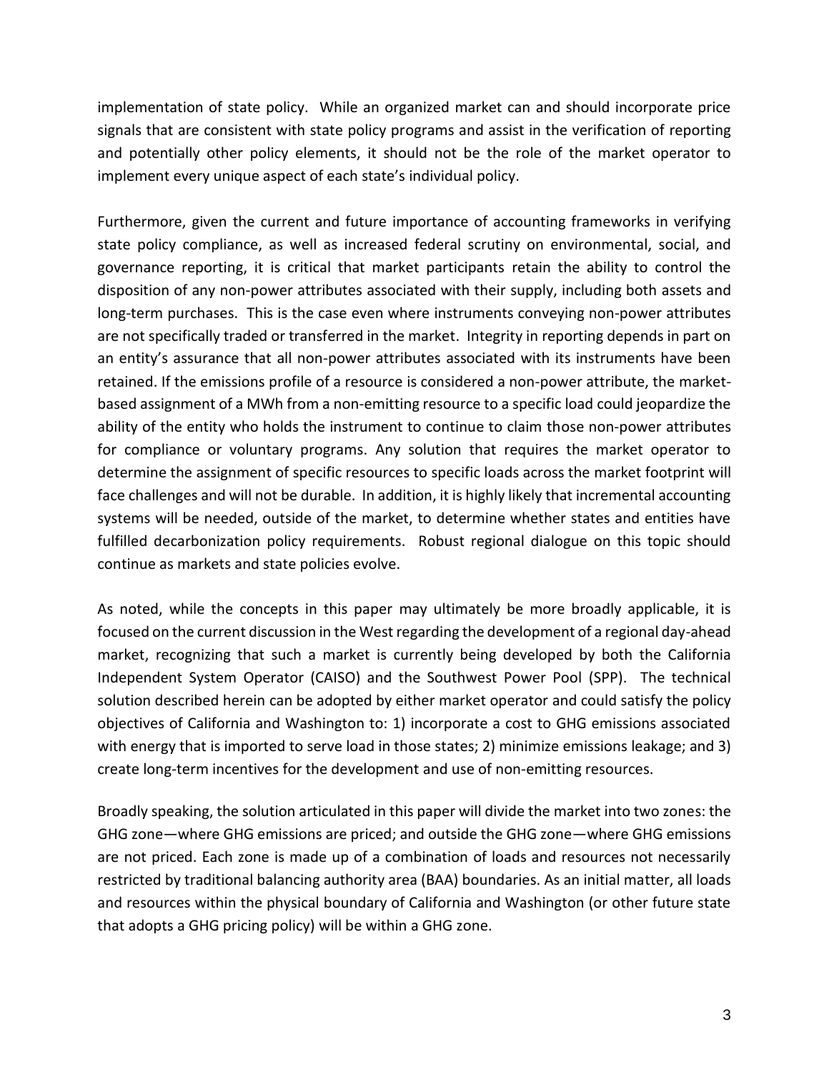implementation of state policy. While an organized market can and should incorporate price signals that are consistent with state policy programs and assist in the verification of reporting and potentially other policy elements, it should not be the role of the market operator to implement every unique aspect of each state's individual policy.

Furthermore, given the current and future importance of accounting frameworks in verifying state policy compliance, as well as increased federal scrutiny on environmental, social, and governance reporting, it is critical that market participants retain the ability to control the disposition of any non-power attributes associated with their supply, including both assets and long-term purchases. This is the case even where instruments conveying non-power attributes are not specifically traded or transferred in the market. Integrity in reporting depends in part on an entity's assurance that all non-power attributes associated with its instruments have been retained. If the emissions profile of a resource is considered a non-power attribute, the market-based assignment of a MWh from a non-emitting resource to a specific load could jeopardize the ability of the entity who holds the instrument to continue to claim those non-power attributes for compliance or voluntary programs. Any solution that requires the market operator to determine the assignment of specific resources to specific loads across the market footprint will face challenges and will not be durable. In addition, it is highly likely that incremental accounting systems will be needed, outside of the market, to determine whether states and entities have fulfilled decarbonization policy requirements. Robust regional dialogue on this topic should continue as markets and state policies evolve.

As noted, while the concepts in this paper may ultimately be more broadly applicable, it is focused on the current discussion in the West regarding the development of a regional day-ahead market, recognizing that such a market is currently being developed by both the California Independent System Operator (CAISO) and the Southwest Power Pool (SPP). The technical solution described herein can be adopted by either market operator and could satisfy the policy objectives of California and Washington to: 1) incorporate a cost to GHG emissions associated with energy that is imported to serve load in those states; 2) minimize emissions leakage; and 3) create long-term incentives for the development and use of non-emitting resources.

Broadly speaking, the solution articulated in this paper will divide the market into two zones: the GHG zone—where GHG emissions are priced; and outside the GHG zone—where GHG emissions are not priced. Each zone is made up of a combination of loads and resources not necessarily restricted by traditional balancing authority area (BAA) boundaries. As an initial matter, all loads and resources within the physical boundary of California and Washington (or other future state that adopts a GHG pricing policy) will be within a GHG zone.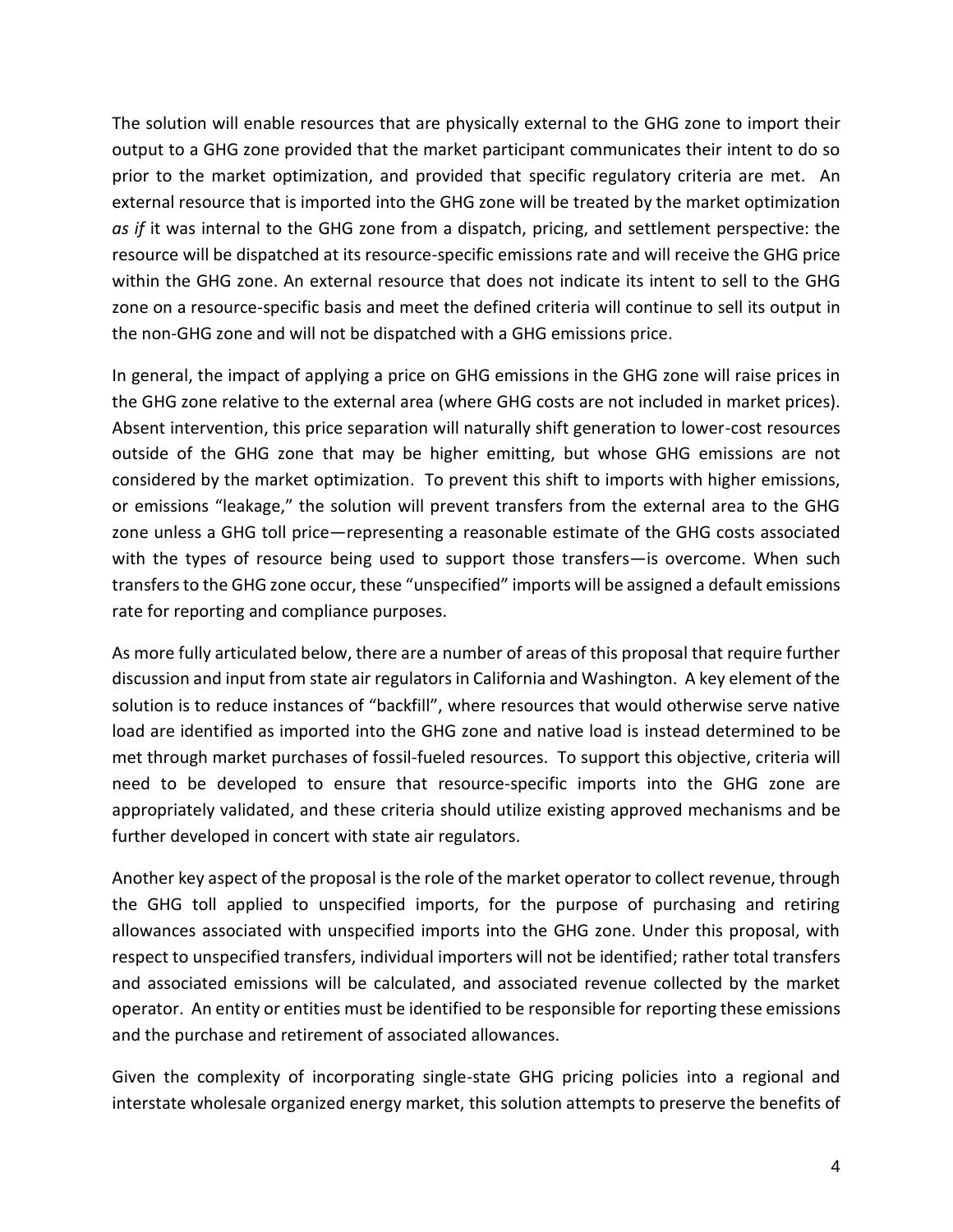The solution will enable resources that are physically external to the GHG zone to import their output to a GHG zone provided that the market participant communicates their intent to do so prior to the market optimization, and provided that specific regulatory criteria are met. An external resource that is imported into the GHG zone will be treated by the market optimization *as if* it was internal to the GHG zone from a dispatch, pricing, and settlement perspective: the resource will be dispatched at its resource-specific emissions rate and will receive the GHG price within the GHG zone. An external resource that does not indicate its intent to sell to the GHG zone on a resource-specific basis and meet the defined criteria will continue to sell its output in the non-GHG zone and will not be dispatched with a GHG emissions price.

In general, the impact of applying a price on GHG emissions in the GHG zone will raise prices in the GHG zone relative to the external area (where GHG costs are not included in market prices). Absent intervention, this price separation will naturally shift generation to lower-cost resources outside of the GHG zone that may be higher emitting, but whose GHG emissions are not considered by the market optimization. To prevent this shift to imports with higher emissions, or emissions "leakage," the solution will prevent transfers from the external area to the GHG zone unless a GHG toll price—representing a reasonable estimate of the GHG costs associated with the types of resource being used to support those transfers—is overcome. When such transfers to the GHG zone occur, these "unspecified" imports will be assigned a default emissions rate for reporting and compliance purposes.

As more fully articulated below, there are a number of areas of this proposal that require further discussion and input from state air regulators in California and Washington. A key element of the solution is to reduce instances of "backfill", where resources that would otherwise serve native load are identified as imported into the GHG zone and native load is instead determined to be met through market purchases of fossil-fueled resources. To support this objective, criteria will need to be developed to ensure that resource-specific imports into the GHG zone are appropriately validated, and these criteria should utilize existing approved mechanisms and be further developed in concert with state air regulators.

Another key aspect of the proposal is the role of the market operator to collect revenue, through the GHG toll applied to unspecified imports, for the purpose of purchasing and retiring allowances associated with unspecified imports into the GHG zone. Under this proposal, with respect to unspecified transfers, individual importers will not be identified; rather total transfers and associated emissions will be calculated, and associated revenue collected by the market operator. An entity or entities must be identified to be responsible for reporting these emissions and the purchase and retirement of associated allowances.

Given the complexity of incorporating single-state GHG pricing policies into a regional and interstate wholesale organized energy market, this solution attempts to preserve the benefits of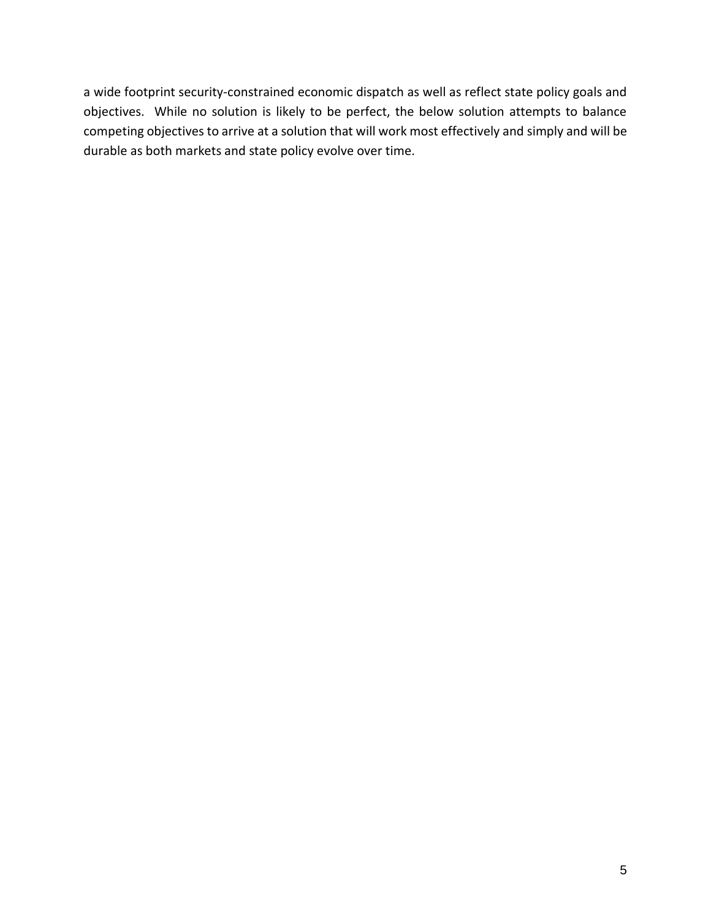a wide footprint security-constrained economic dispatch as well as reflect state policy goals and objectives. While no solution is likely to be perfect, the below solution attempts to balance competing objectives to arrive at a solution that will work most effectively and simply and will be durable as both markets and state policy evolve over time.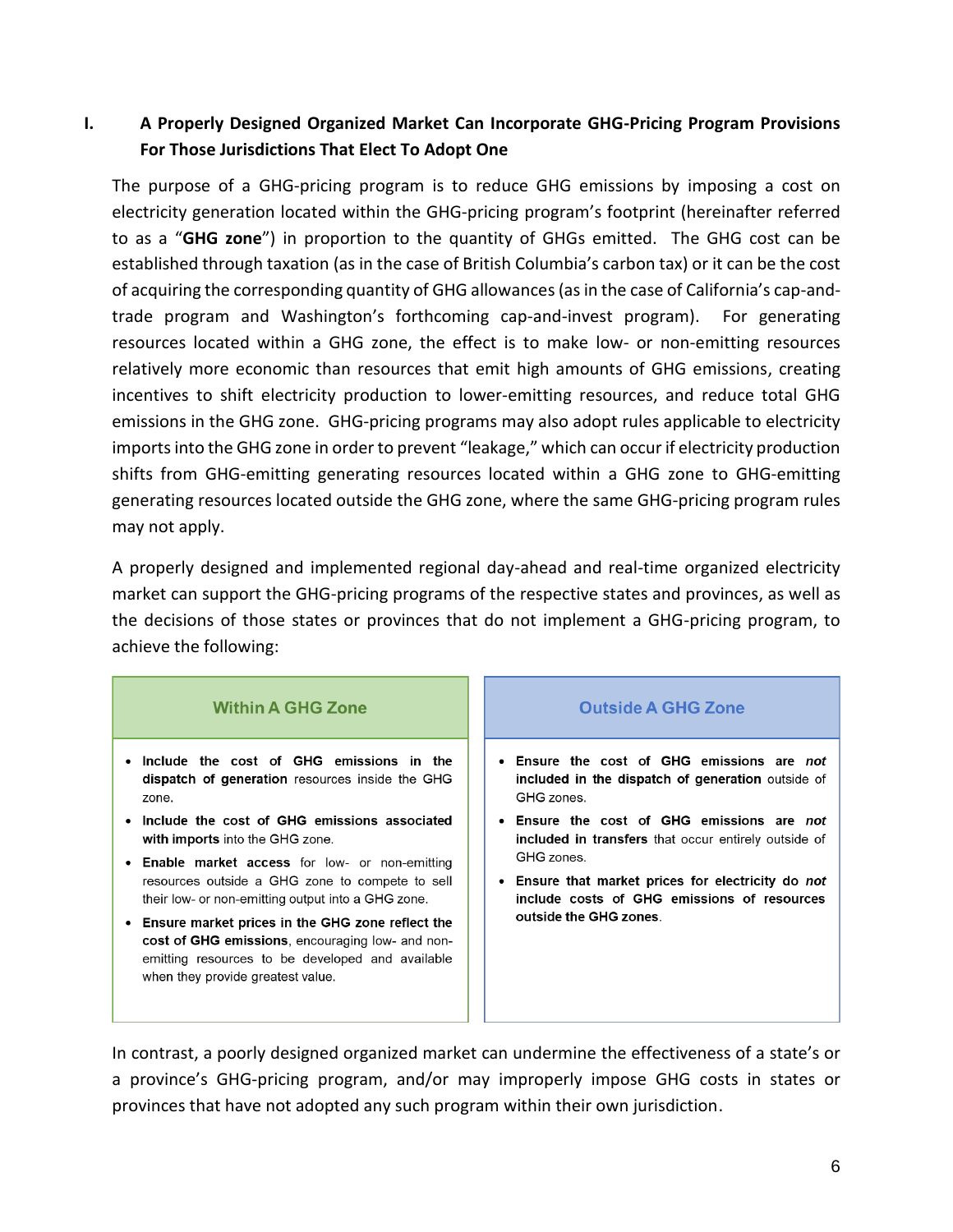## I. A Properly Designed Organized Market Can Incorporate GHG-Pricing Program Provisions For Those Jurisdictions That Elect To Adopt One

The purpose of a GHG-pricing program is to reduce GHG emissions by imposing a cost on electricity generation located within the GHG-pricing program's footprint (hereinafter referred to as a "**GHG zone**") in proportion to the quantity of GHGs emitted. The GHG cost can be established through taxation (as in the case of British Columbia's carbon tax) or it can be the cost of acquiring the corresponding quantity of GHG allowances (as in the case of California's cap-and-trade program and Washington's forthcoming cap-and-invest program). For generating resources located within a GHG zone, the effect is to make low- or non-emitting resources relatively more economic than resources that emit high amounts of GHG emissions, creating incentives to shift electricity production to lower-emitting resources, and reduce total GHG emissions in the GHG zone. GHG-pricing programs may also adopt rules applicable to electricity imports into the GHG zone in order to prevent "leakage," which can occur if electricity production shifts from GHG-emitting generating resources located within a GHG zone to GHG-emitting generating resources located outside the GHG zone, where the same GHG-pricing program rules may not apply.

A properly designed and implemented regional day-ahead and real-time organized electricity market can support the GHG-pricing programs of the respective states and provinces, as well as the decisions of those states or provinces that do not implement a GHG-pricing program, to achieve the following:

| Within A GHG Zone | Outside A GHG Zone |
|---|---|
| • **Include the cost of GHG emissions in the dispatch of generation** resources inside the GHG zone.<br>• **Include the cost of GHG emissions associated with imports** into the GHG zone.<br>• **Enable market access** for low- or non-emitting resources outside a GHG zone to compete to sell their low- or non-emitting output into a GHG zone.<br>• **Ensure market prices in the GHG zone reflect the cost of GHG emissions**, encouraging low- and non-emitting resources to be developed and available when they provide greatest value. | • **Ensure the cost of GHG emissions are *not* included in the dispatch of generation** outside of GHG zones.<br>• **Ensure the cost of GHG emissions are *not* included in transfers** that occur entirely outside of GHG zones.<br>• **Ensure that market prices for electricity do *not* include costs of GHG emissions of resources outside the GHG zones**. |

In contrast, a poorly designed organized market can undermine the effectiveness of a state's or a province's GHG-pricing program, and/or may improperly impose GHG costs in states or provinces that have not adopted any such program within their own jurisdiction.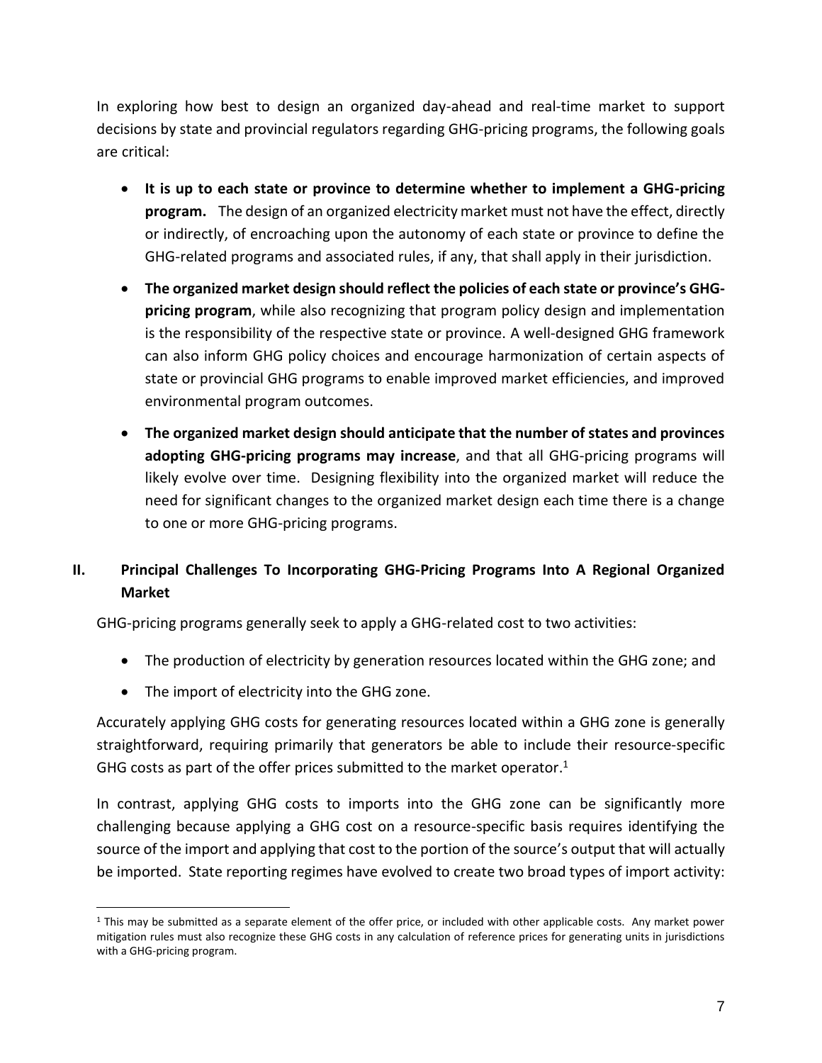In exploring how best to design an organized day-ahead and real-time market to support decisions by state and provincial regulators regarding GHG-pricing programs, the following goals are critical:

- **It is up to each state or province to determine whether to implement a GHG-pricing program.** The design of an organized electricity market must not have the effect, directly or indirectly, of encroaching upon the autonomy of each state or province to define the GHG-related programs and associated rules, if any, that shall apply in their jurisdiction.
- **The organized market design should reflect the policies of each state or province's GHG-pricing program**, while also recognizing that program policy design and implementation is the responsibility of the respective state or province. A well-designed GHG framework can also inform GHG policy choices and encourage harmonization of certain aspects of state or provincial GHG programs to enable improved market efficiencies, and improved environmental program outcomes.
- **The organized market design should anticipate that the number of states and provinces adopting GHG-pricing programs may increase**, and that all GHG-pricing programs will likely evolve over time. Designing flexibility into the organized market will reduce the need for significant changes to the organized market design each time there is a change to one or more GHG-pricing programs.

## II. Principal Challenges To Incorporating GHG-Pricing Programs Into A Regional Organized Market

GHG-pricing programs generally seek to apply a GHG-related cost to two activities:

- The production of electricity by generation resources located within the GHG zone; and
- The import of electricity into the GHG zone.

Accurately applying GHG costs for generating resources located within a GHG zone is generally straightforward, requiring primarily that generators be able to include their resource-specific GHG costs as part of the offer prices submitted to the market operator.[1]

In contrast, applying GHG costs to imports into the GHG zone can be significantly more challenging because applying a GHG cost on a resource-specific basis requires identifying the source of the import and applying that cost to the portion of the source's output that will actually be imported. State reporting regimes have evolved to create two broad types of import activity:

[1] This may be submitted as a separate element of the offer price, or included with other applicable costs. Any market power mitigation rules must also recognize these GHG costs in any calculation of reference prices for generating units in jurisdictions with a GHG-pricing program.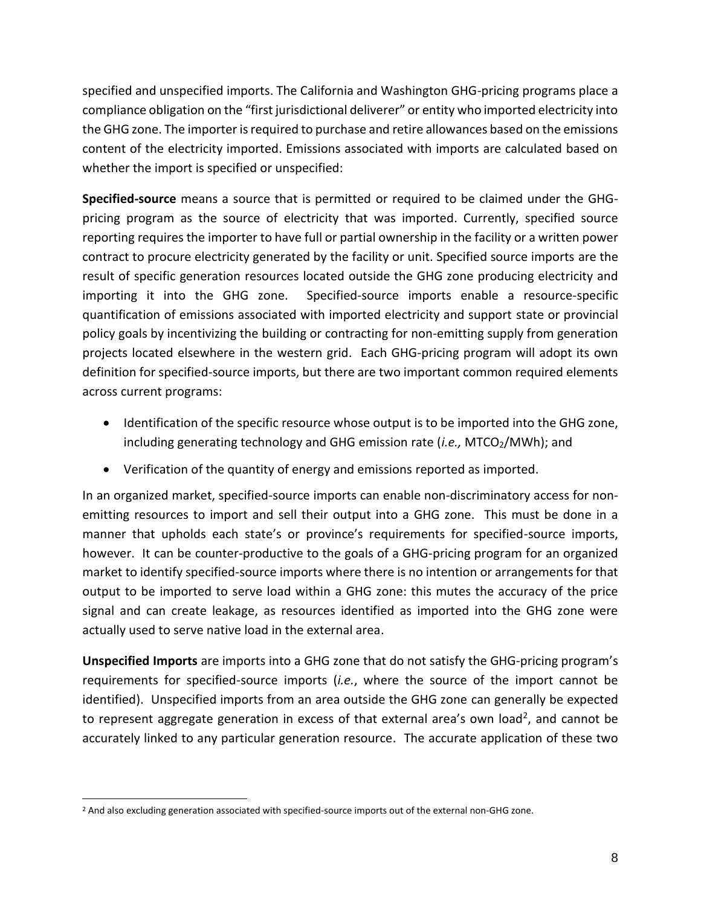specified and unspecified imports. The California and Washington GHG-pricing programs place a compliance obligation on the "first jurisdictional deliverer" or entity who imported electricity into the GHG zone. The importer is required to purchase and retire allowances based on the emissions content of the electricity imported. Emissions associated with imports are calculated based on whether the import is specified or unspecified:

**Specified-source** means a source that is permitted or required to be claimed under the GHG-pricing program as the source of electricity that was imported. Currently, specified source reporting requires the importer to have full or partial ownership in the facility or a written power contract to procure electricity generated by the facility or unit. Specified source imports are the result of specific generation resources located outside the GHG zone producing electricity and importing it into the GHG zone. Specified-source imports enable a resource-specific quantification of emissions associated with imported electricity and support state or provincial policy goals by incentivizing the building or contracting for non-emitting supply from generation projects located elsewhere in the western grid. Each GHG-pricing program will adopt its own definition for specified-source imports, but there are two important common required elements across current programs:

- Identification of the specific resource whose output is to be imported into the GHG zone, including generating technology and GHG emission rate (*i.e.,* $MTCO_2/MWh$); and
- Verification of the quantity of energy and emissions reported as imported.

In an organized market, specified-source imports can enable non-discriminatory access for non-emitting resources to import and sell their output into a GHG zone. This must be done in a manner that upholds each state's or province's requirements for specified-source imports, however. It can be counter-productive to the goals of a GHG-pricing program for an organized market to identify specified-source imports where there is no intention or arrangements for that output to be imported to serve load within a GHG zone: this mutes the accuracy of the price signal and can create leakage, as resources identified as imported into the GHG zone were actually used to serve native load in the external area.

**Unspecified Imports** are imports into a GHG zone that do not satisfy the GHG-pricing program's requirements for specified-source imports (*i.e.*, where the source of the import cannot be identified). Unspecified imports from an area outside the GHG zone can generally be expected to represent aggregate generation in excess of that external area's own load[2], and cannot be accurately linked to any particular generation resource. The accurate application of these two

---

[2] And also excluding generation associated with specified-source imports out of the external non-GHG zone.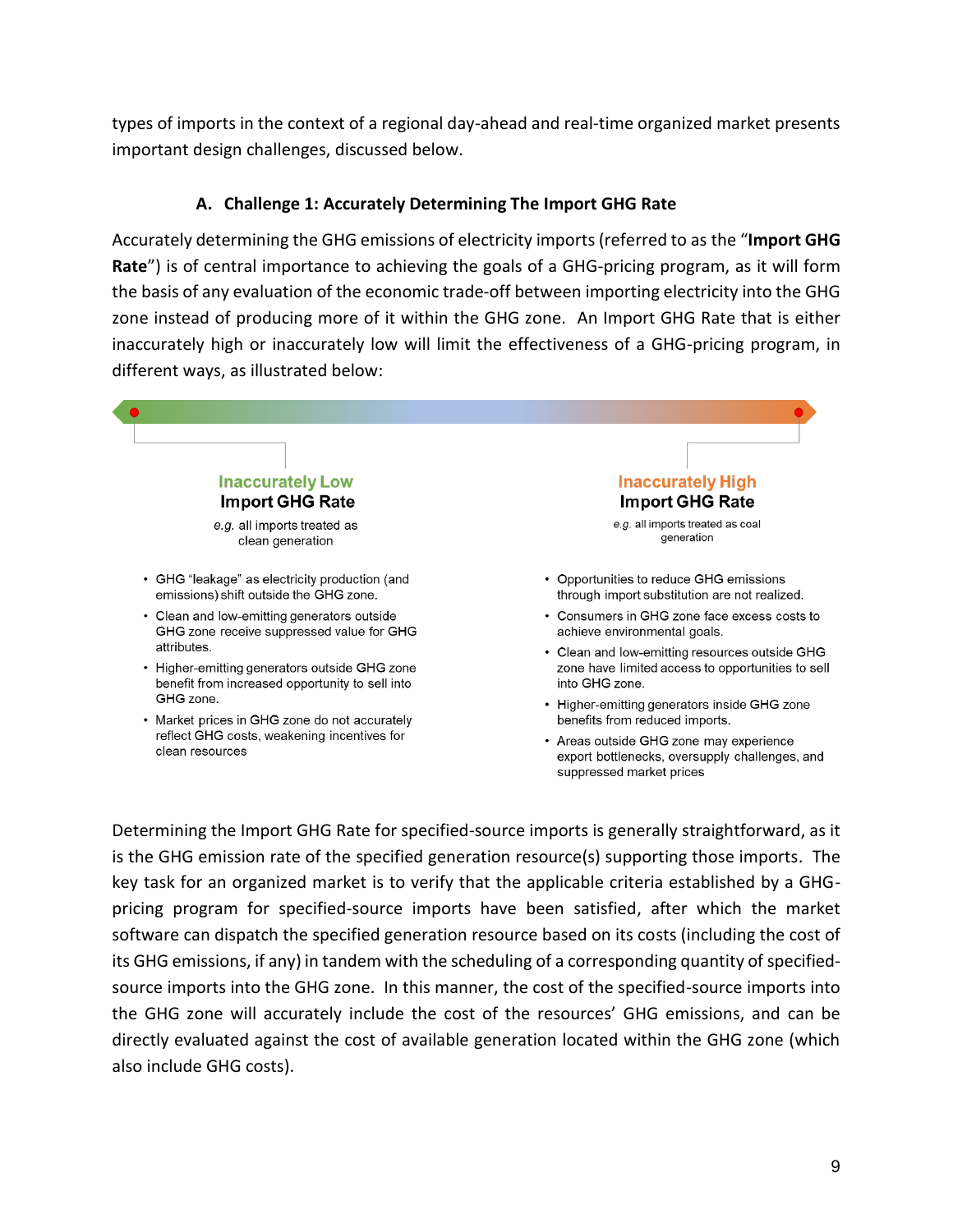types of imports in the context of a regional day-ahead and real-time organized market presents important design challenges, discussed below.

### A. Challenge 1: Accurately Determining The Import GHG Rate

Accurately determining the GHG emissions of electricity imports (referred to as the "**Import GHG Rate**") is of central importance to achieving the goals of a GHG-pricing program, as it will form the basis of any evaluation of the economic trade-off between importing electricity into the GHG zone instead of producing more of it within the GHG zone. An Import GHG Rate that is either inaccurately high or inaccurately low will limit the effectiveness of a GHG-pricing program, in different ways, as illustrated below:

**Inaccurately Low Import GHG Rate**

*e.g.* all imports treated as clean generation

- GHG "leakage" as electricity production (and emissions) shift outside the GHG zone.
- Clean and low-emitting generators outside GHG zone receive suppressed value for GHG attributes.
- Higher-emitting generators outside GHG zone benefit from increased opportunity to sell into GHG zone.
- Market prices in GHG zone do not accurately reflect GHG costs, weakening incentives for clean resources

**Inaccurately High Import GHG Rate**

*e.g.* all imports treated as coal generation

- Opportunities to reduce GHG emissions through import substitution are not realized.
- Consumers in GHG zone face excess costs to achieve environmental goals.
- Clean and low-emitting resources outside GHG zone have limited access to opportunities to sell into GHG zone.
- Higher-emitting generators inside GHG zone benefits from reduced imports.
- Areas outside GHG zone may experience export bottlenecks, oversupply challenges, and suppressed market prices

Determining the Import GHG Rate for specified-source imports is generally straightforward, as it is the GHG emission rate of the specified generation resource(s) supporting those imports. The key task for an organized market is to verify that the applicable criteria established by a GHG-pricing program for specified-source imports have been satisfied, after which the market software can dispatch the specified generation resource based on its costs (including the cost of its GHG emissions, if any) in tandem with the scheduling of a corresponding quantity of specified-source imports into the GHG zone. In this manner, the cost of the specified-source imports into the GHG zone will accurately include the cost of the resources' GHG emissions, and can be directly evaluated against the cost of available generation located within the GHG zone (which also include GHG costs).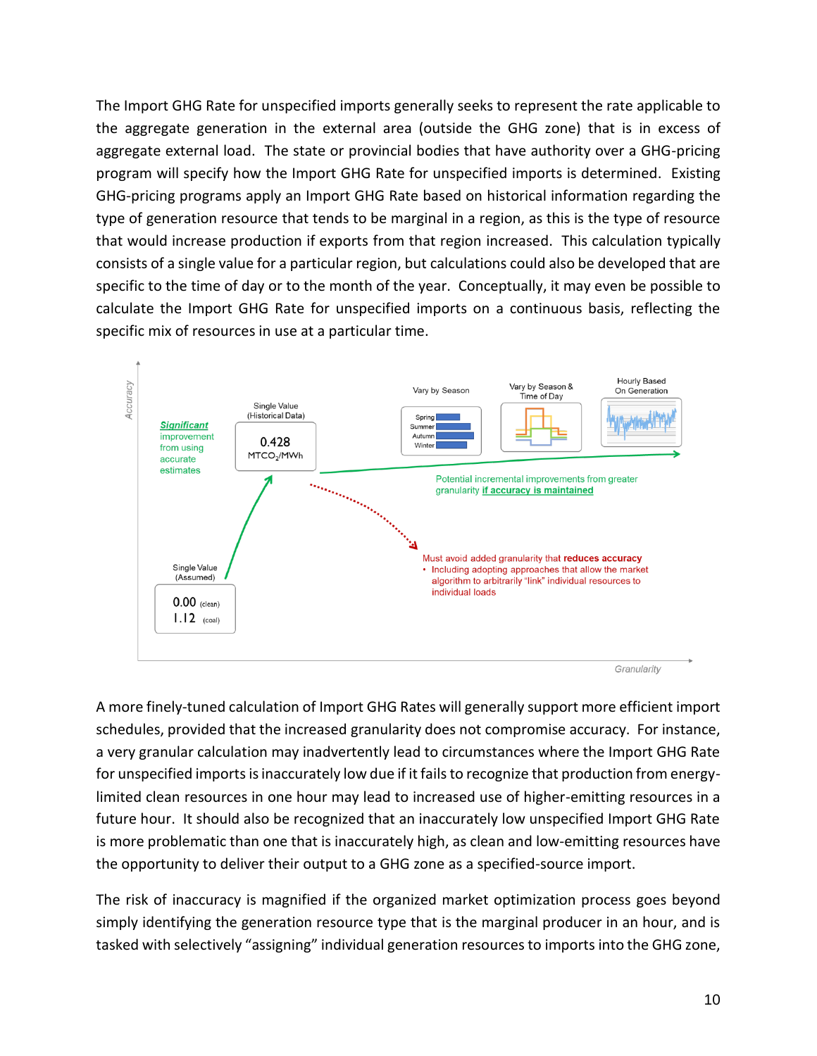The Import GHG Rate for unspecified imports generally seeks to represent the rate applicable to the aggregate generation in the external area (outside the GHG zone) that is in excess of aggregate external load. The state or provincial bodies that have authority over a GHG-pricing program will specify how the Import GHG Rate for unspecified imports is determined. Existing GHG-pricing programs apply an Import GHG Rate based on historical information regarding the type of generation resource that tends to be marginal in a region, as this is the type of resource that would increase production if exports from that region increased. This calculation typically consists of a single value for a particular region, but calculations could also be developed that are specific to the time of day or to the month of the year. Conceptually, it may even be possible to calculate the Import GHG Rate for unspecified imports on a continuous basis, reflecting the specific mix of resources in use at a particular time.

A more finely-tuned calculation of Import GHG Rates will generally support more efficient import schedules, provided that the increased granularity does not compromise accuracy. For instance, a very granular calculation may inadvertently lead to circumstances where the Import GHG Rate for unspecified imports is inaccurately low due if it fails to recognize that production from energy-limited clean resources in one hour may lead to increased use of higher-emitting resources in a future hour. It should also be recognized that an inaccurately low unspecified Import GHG Rate is more problematic than one that is inaccurately high, as clean and low-emitting resources have the opportunity to deliver their output to a GHG zone as a specified-source import.

The risk of inaccuracy is magnified if the organized market optimization process goes beyond simply identifying the generation resource type that is the marginal producer in an hour, and is tasked with selectively "assigning" individual generation resources to imports into the GHG zone,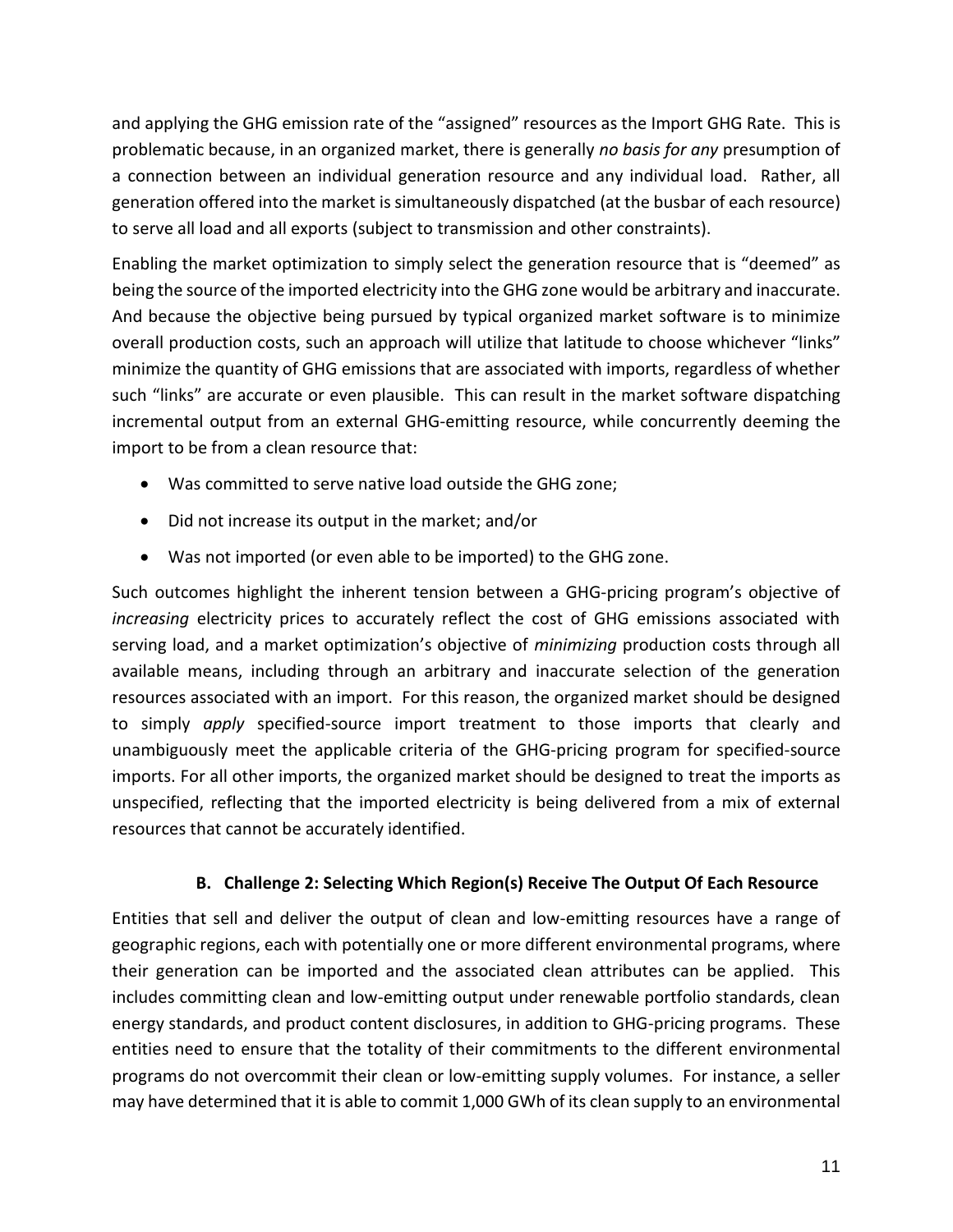and applying the GHG emission rate of the "assigned" resources as the Import GHG Rate. This is problematic because, in an organized market, there is generally *no basis for any* presumption of a connection between an individual generation resource and any individual load. Rather, all generation offered into the market is simultaneously dispatched (at the busbar of each resource) to serve all load and all exports (subject to transmission and other constraints).

Enabling the market optimization to simply select the generation resource that is "deemed" as being the source of the imported electricity into the GHG zone would be arbitrary and inaccurate. And because the objective being pursued by typical organized market software is to minimize overall production costs, such an approach will utilize that latitude to choose whichever "links" minimize the quantity of GHG emissions that are associated with imports, regardless of whether such "links" are accurate or even plausible. This can result in the market software dispatching incremental output from an external GHG-emitting resource, while concurrently deeming the import to be from a clean resource that:

- Was committed to serve native load outside the GHG zone;
- Did not increase its output in the market; and/or
- Was not imported (or even able to be imported) to the GHG zone.

Such outcomes highlight the inherent tension between a GHG-pricing program's objective of *increasing* electricity prices to accurately reflect the cost of GHG emissions associated with serving load, and a market optimization's objective of *minimizing* production costs through all available means, including through an arbitrary and inaccurate selection of the generation resources associated with an import. For this reason, the organized market should be designed to simply *apply* specified-source import treatment to those imports that clearly and unambiguously meet the applicable criteria of the GHG-pricing program for specified-source imports. For all other imports, the organized market should be designed to treat the imports as unspecified, reflecting that the imported electricity is being delivered from a mix of external resources that cannot be accurately identified.

### B. Challenge 2: Selecting Which Region(s) Receive The Output Of Each Resource

Entities that sell and deliver the output of clean and low-emitting resources have a range of geographic regions, each with potentially one or more different environmental programs, where their generation can be imported and the associated clean attributes can be applied. This includes committing clean and low-emitting output under renewable portfolio standards, clean energy standards, and product content disclosures, in addition to GHG-pricing programs. These entities need to ensure that the totality of their commitments to the different environmental programs do not overcommit their clean or low-emitting supply volumes. For instance, a seller may have determined that it is able to commit 1,000 GWh of its clean supply to an environmental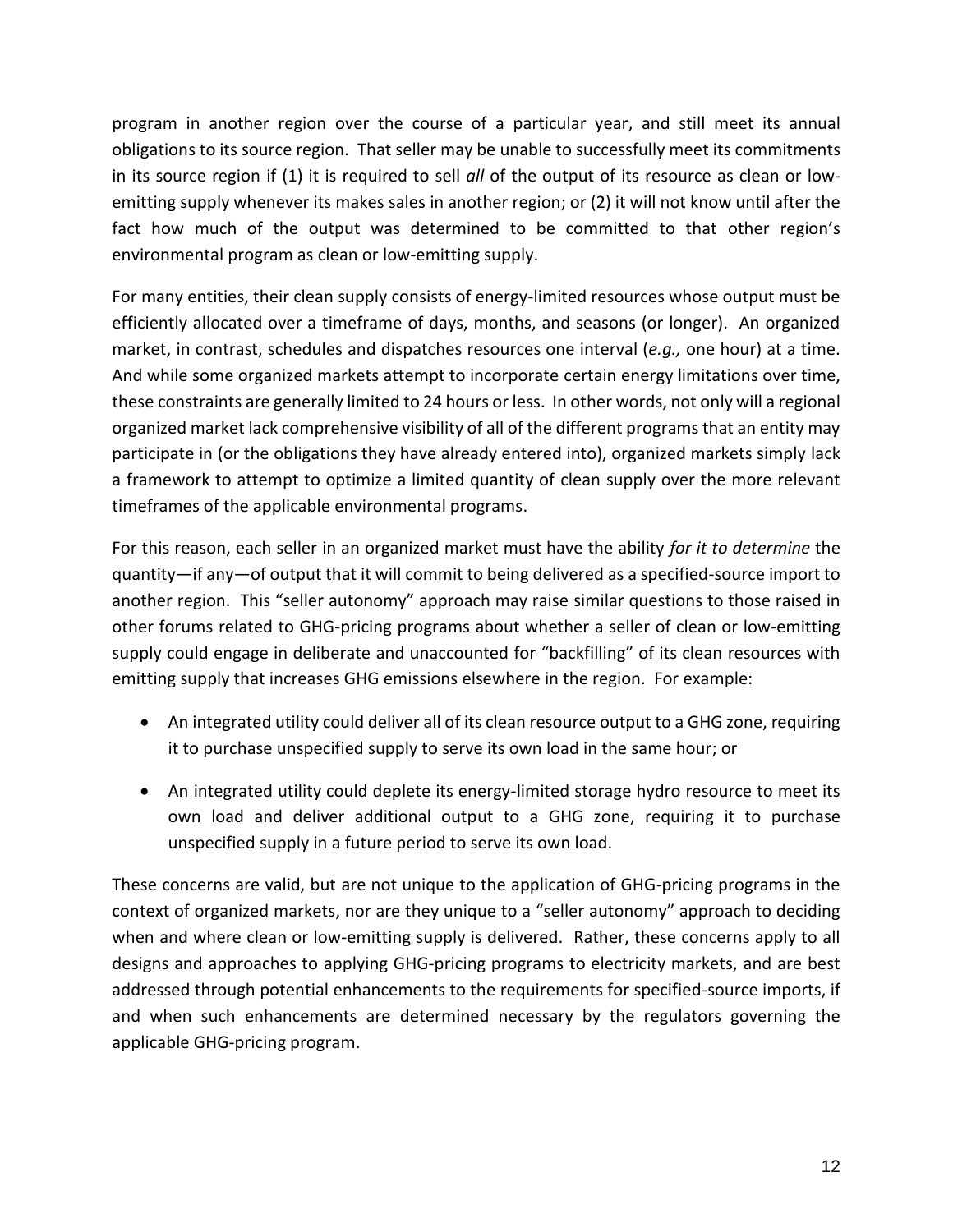program in another region over the course of a particular year, and still meet its annual obligations to its source region. That seller may be unable to successfully meet its commitments in its source region if (1) it is required to sell *all* of the output of its resource as clean or low-emitting supply whenever its makes sales in another region; or (2) it will not know until after the fact how much of the output was determined to be committed to that other region's environmental program as clean or low-emitting supply.

For many entities, their clean supply consists of energy-limited resources whose output must be efficiently allocated over a timeframe of days, months, and seasons (or longer). An organized market, in contrast, schedules and dispatches resources one interval (*e.g.,* one hour) at a time. And while some organized markets attempt to incorporate certain energy limitations over time, these constraints are generally limited to 24 hours or less. In other words, not only will a regional organized market lack comprehensive visibility of all of the different programs that an entity may participate in (or the obligations they have already entered into), organized markets simply lack a framework to attempt to optimize a limited quantity of clean supply over the more relevant timeframes of the applicable environmental programs.

For this reason, each seller in an organized market must have the ability *for it to determine* the quantity—if any—of output that it will commit to being delivered as a specified-source import to another region. This "seller autonomy" approach may raise similar questions to those raised in other forums related to GHG-pricing programs about whether a seller of clean or low-emitting supply could engage in deliberate and unaccounted for "backfilling" of its clean resources with emitting supply that increases GHG emissions elsewhere in the region. For example:

- An integrated utility could deliver all of its clean resource output to a GHG zone, requiring it to purchase unspecified supply to serve its own load in the same hour; or
- An integrated utility could deplete its energy-limited storage hydro resource to meet its own load and deliver additional output to a GHG zone, requiring it to purchase unspecified supply in a future period to serve its own load.

These concerns are valid, but are not unique to the application of GHG-pricing programs in the context of organized markets, nor are they unique to a "seller autonomy" approach to deciding when and where clean or low-emitting supply is delivered. Rather, these concerns apply to all designs and approaches to applying GHG-pricing programs to electricity markets, and are best addressed through potential enhancements to the requirements for specified-source imports, if and when such enhancements are determined necessary by the regulators governing the applicable GHG-pricing program.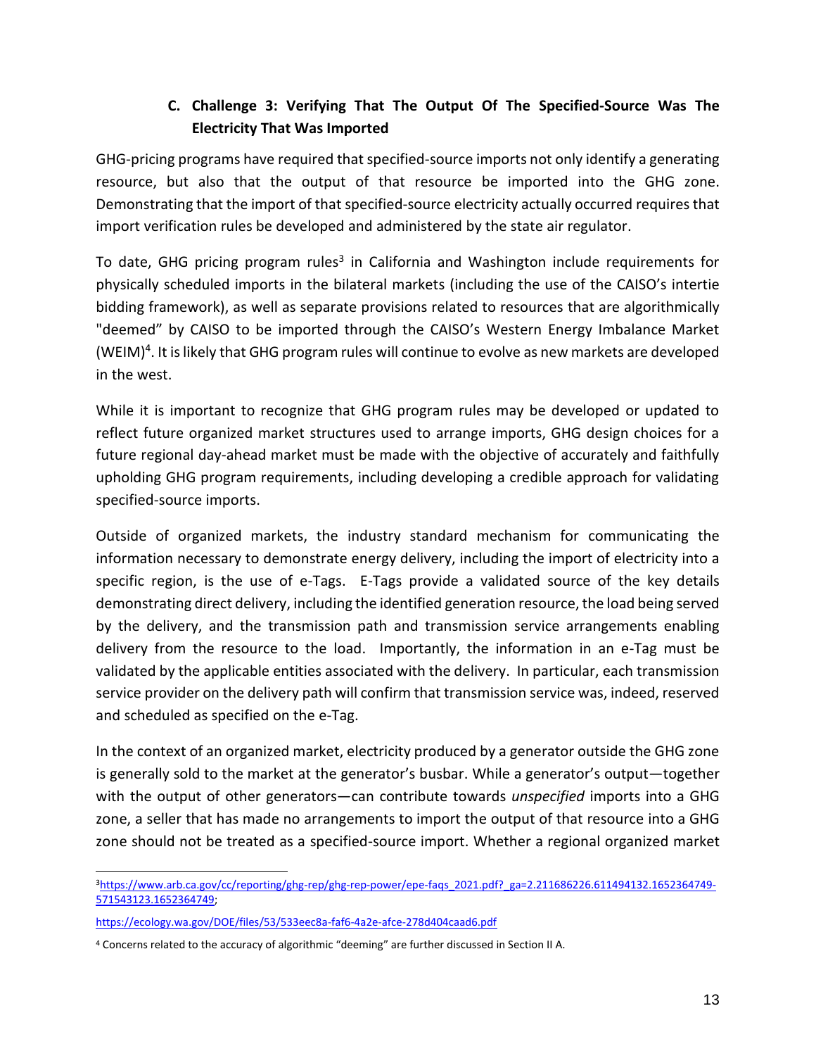### C. Challenge 3: Verifying That The Output Of The Specified-Source Was The Electricity That Was Imported

GHG-pricing programs have required that specified-source imports not only identify a generating resource, but also that the output of that resource be imported into the GHG zone. Demonstrating that the import of that specified-source electricity actually occurred requires that import verification rules be developed and administered by the state air regulator.

To date, GHG pricing program rules[3] in California and Washington include requirements for physically scheduled imports in the bilateral markets (including the use of the CAISO's intertie bidding framework), as well as separate provisions related to resources that are algorithmically "deemed" by CAISO to be imported through the CAISO's Western Energy Imbalance Market (WEIM)[4]. It is likely that GHG program rules will continue to evolve as new markets are developed in the west.

While it is important to recognize that GHG program rules may be developed or updated to reflect future organized market structures used to arrange imports, GHG design choices for a future regional day-ahead market must be made with the objective of accurately and faithfully upholding GHG program requirements, including developing a credible approach for validating specified-source imports.

Outside of organized markets, the industry standard mechanism for communicating the information necessary to demonstrate energy delivery, including the import of electricity into a specific region, is the use of e-Tags. E-Tags provide a validated source of the key details demonstrating direct delivery, including the identified generation resource, the load being served by the delivery, and the transmission path and transmission service arrangements enabling delivery from the resource to the load. Importantly, the information in an e-Tag must be validated by the applicable entities associated with the delivery. In particular, each transmission service provider on the delivery path will confirm that transmission service was, indeed, reserved and scheduled as specified on the e-Tag.

In the context of an organized market, electricity produced by a generator outside the GHG zone is generally sold to the market at the generator's busbar. While a generator's output—together with the output of other generators—can contribute towards *unspecified* imports into a GHG zone, a seller that has made no arrangements to import the output of that resource into a GHG zone should not be treated as a specified-source import. Whether a regional organized market

---

[3] https://www.arb.ca.gov/cc/reporting/ghg-rep/ghg-rep-power/epe-faqs_2021.pdf?_ga=2.211686226.611494132.1652364749-571543123.1652364749;

https://ecology.wa.gov/DOE/files/53/533eec8a-faf6-4a2e-afce-278d404caad6.pdf

[4] Concerns related to the accuracy of algorithmic "deeming" are further discussed in Section II A.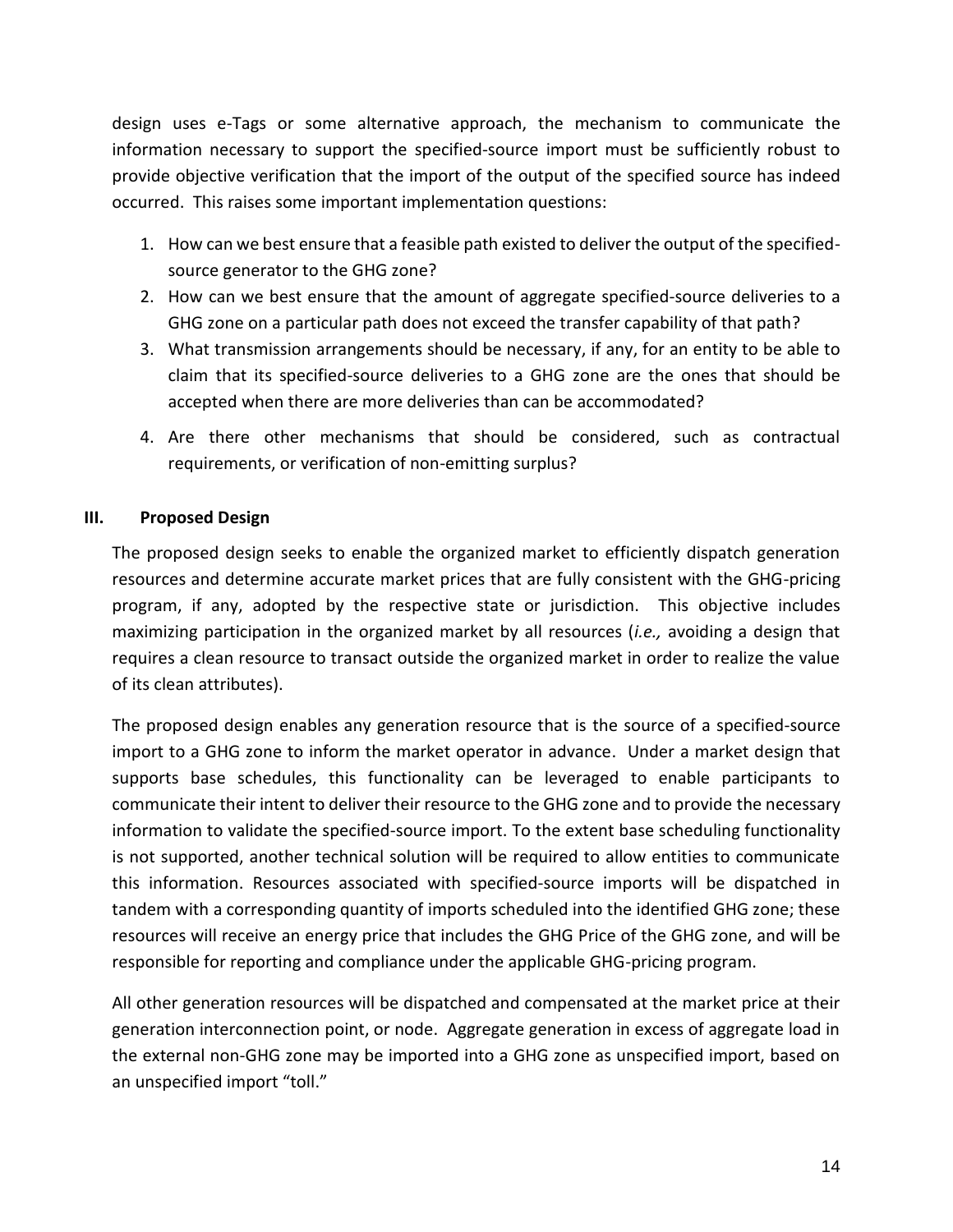design uses e-Tags or some alternative approach, the mechanism to communicate the information necessary to support the specified-source import must be sufficiently robust to provide objective verification that the import of the output of the specified source has indeed occurred. This raises some important implementation questions:

1. How can we best ensure that a feasible path existed to deliver the output of the specified-source generator to the GHG zone?
2. How can we best ensure that the amount of aggregate specified-source deliveries to a GHG zone on a particular path does not exceed the transfer capability of that path?
3. What transmission arrangements should be necessary, if any, for an entity to be able to claim that its specified-source deliveries to a GHG zone are the ones that should be accepted when there are more deliveries than can be accommodated?
4. Are there other mechanisms that should be considered, such as contractual requirements, or verification of non-emitting surplus?

## III. Proposed Design

The proposed design seeks to enable the organized market to efficiently dispatch generation resources and determine accurate market prices that are fully consistent with the GHG-pricing program, if any, adopted by the respective state or jurisdiction. This objective includes maximizing participation in the organized market by all resources (*i.e.,* avoiding a design that requires a clean resource to transact outside the organized market in order to realize the value of its clean attributes).

The proposed design enables any generation resource that is the source of a specified-source import to a GHG zone to inform the market operator in advance. Under a market design that supports base schedules, this functionality can be leveraged to enable participants to communicate their intent to deliver their resource to the GHG zone and to provide the necessary information to validate the specified-source import. To the extent base scheduling functionality is not supported, another technical solution will be required to allow entities to communicate this information. Resources associated with specified-source imports will be dispatched in tandem with a corresponding quantity of imports scheduled into the identified GHG zone; these resources will receive an energy price that includes the GHG Price of the GHG zone, and will be responsible for reporting and compliance under the applicable GHG-pricing program.

All other generation resources will be dispatched and compensated at the market price at their generation interconnection point, or node. Aggregate generation in excess of aggregate load in the external non-GHG zone may be imported into a GHG zone as unspecified import, based on an unspecified import "toll."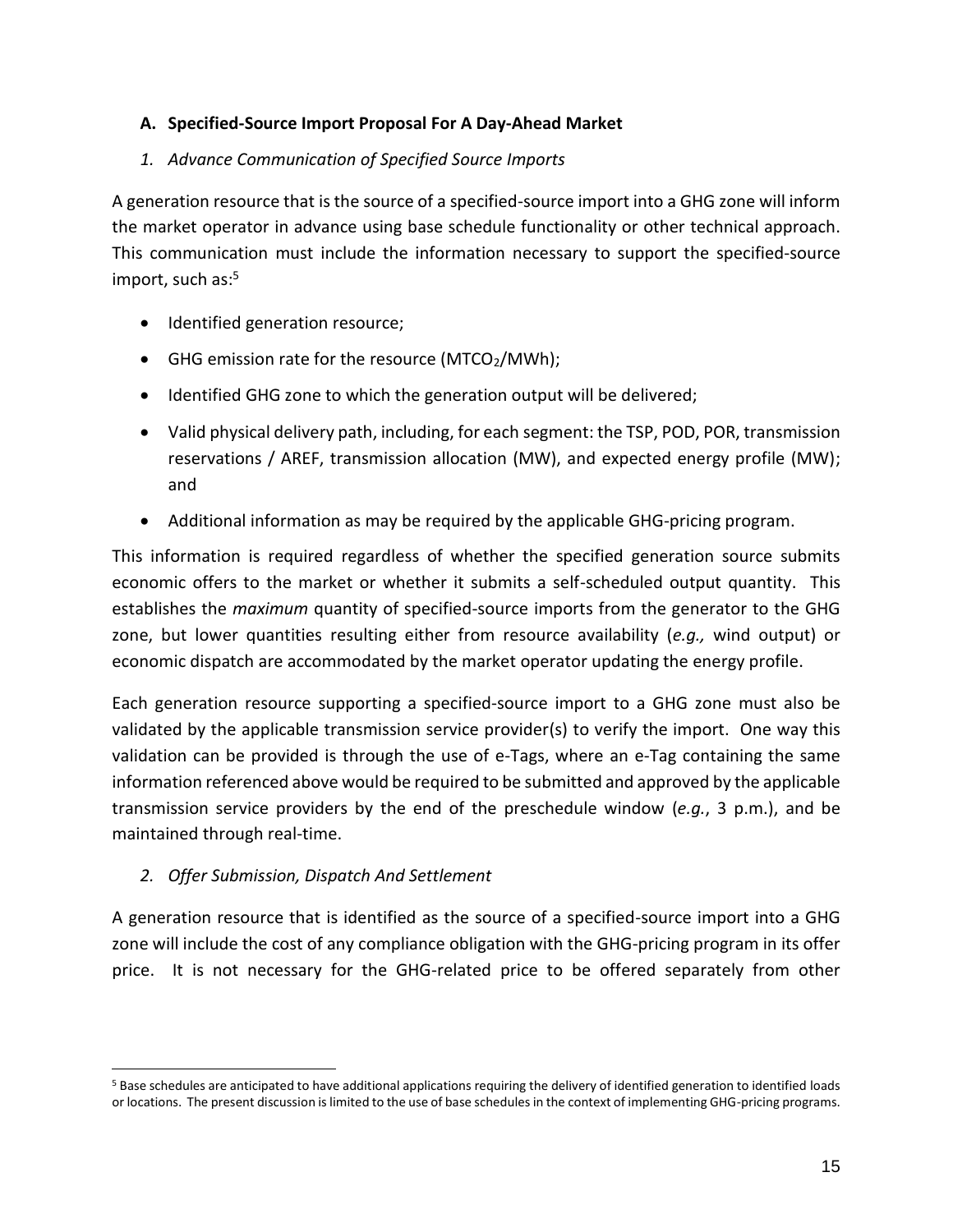### A. Specified-Source Import Proposal For A Day-Ahead Market

#### *1. Advance Communication of Specified Source Imports*

A generation resource that is the source of a specified-source import into a GHG zone will inform the market operator in advance using base schedule functionality or other technical approach. This communication must include the information necessary to support the specified-source import, such as:[5]

- Identified generation resource;
- GHG emission rate for the resource ($MTCO_2$/MWh);
- Identified GHG zone to which the generation output will be delivered;
- Valid physical delivery path, including, for each segment: the TSP, POD, POR, transmission reservations / AREF, transmission allocation (MW), and expected energy profile (MW); and
- Additional information as may be required by the applicable GHG-pricing program.

This information is required regardless of whether the specified generation source submits economic offers to the market or whether it submits a self-scheduled output quantity. This establishes the *maximum* quantity of specified-source imports from the generator to the GHG zone, but lower quantities resulting either from resource availability (*e.g.,* wind output) or economic dispatch are accommodated by the market operator updating the energy profile.

Each generation resource supporting a specified-source import to a GHG zone must also be validated by the applicable transmission service provider(s) to verify the import. One way this validation can be provided is through the use of e-Tags, where an e-Tag containing the same information referenced above would be required to be submitted and approved by the applicable transmission service providers by the end of the preschedule window (*e.g.*, 3 p.m.), and be maintained through real-time.

#### *2. Offer Submission, Dispatch And Settlement*

A generation resource that is identified as the source of a specified-source import into a GHG zone will include the cost of any compliance obligation with the GHG-pricing program in its offer price. It is not necessary for the GHG-related price to be offered separately from other

---

[5] Base schedules are anticipated to have additional applications requiring the delivery of identified generation to identified loads or locations. The present discussion is limited to the use of base schedules in the context of implementing GHG-pricing programs.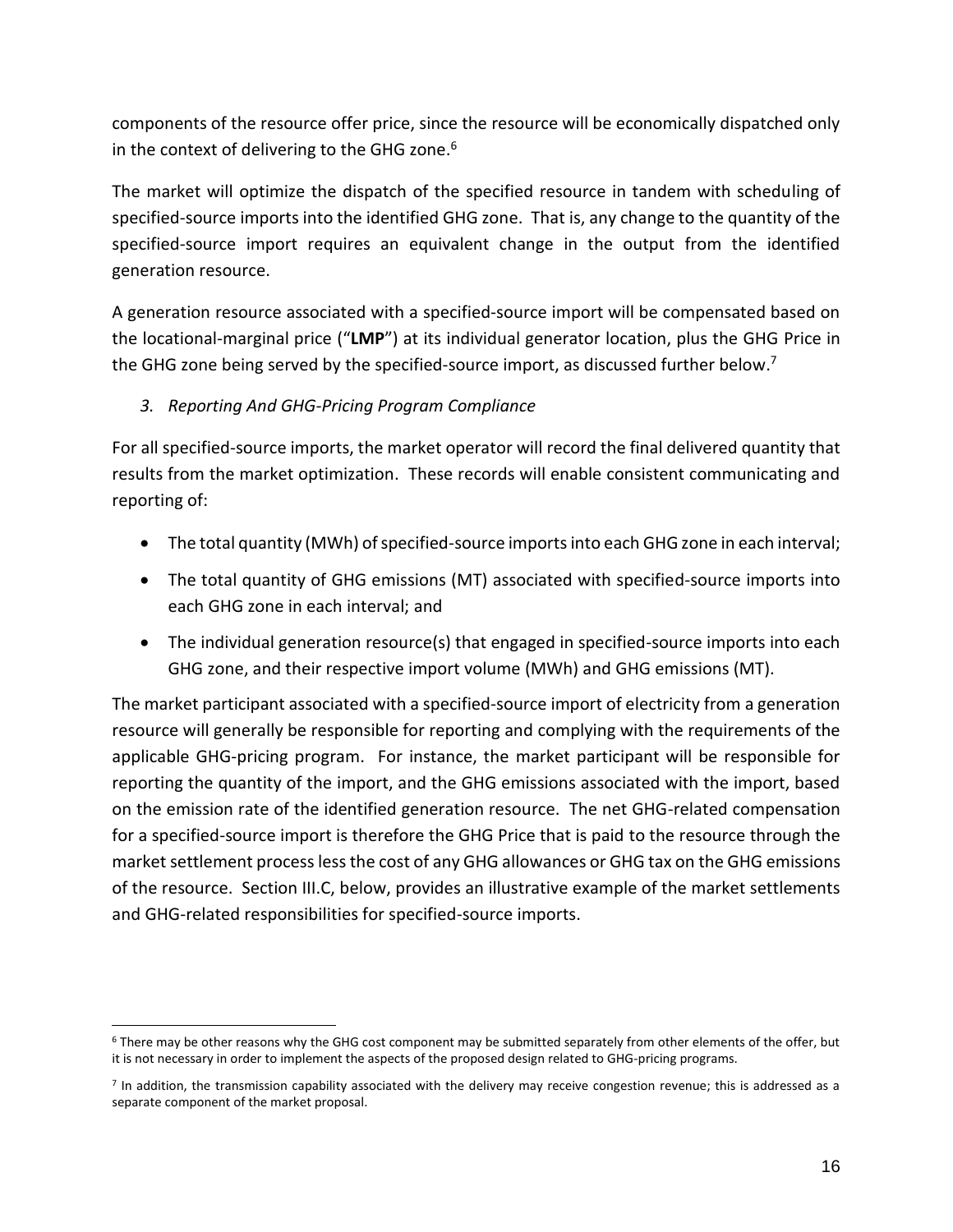components of the resource offer price, since the resource will be economically dispatched only in the context of delivering to the GHG zone.[6]

The market will optimize the dispatch of the specified resource in tandem with scheduling of specified-source imports into the identified GHG zone. That is, any change to the quantity of the specified-source import requires an equivalent change in the output from the identified generation resource.

A generation resource associated with a specified-source import will be compensated based on the locational-marginal price ("**LMP**") at its individual generator location, plus the GHG Price in the GHG zone being served by the specified-source import, as discussed further below.[7]

### *3. Reporting And GHG-Pricing Program Compliance*

For all specified-source imports, the market operator will record the final delivered quantity that results from the market optimization. These records will enable consistent communicating and reporting of:

- The total quantity (MWh) of specified-source imports into each GHG zone in each interval;
- The total quantity of GHG emissions (MT) associated with specified-source imports into each GHG zone in each interval; and
- The individual generation resource(s) that engaged in specified-source imports into each GHG zone, and their respective import volume (MWh) and GHG emissions (MT).

The market participant associated with a specified-source import of electricity from a generation resource will generally be responsible for reporting and complying with the requirements of the applicable GHG-pricing program. For instance, the market participant will be responsible for reporting the quantity of the import, and the GHG emissions associated with the import, based on the emission rate of the identified generation resource. The net GHG-related compensation for a specified-source import is therefore the GHG Price that is paid to the resource through the market settlement process less the cost of any GHG allowances or GHG tax on the GHG emissions of the resource. Section III.C, below, provides an illustrative example of the market settlements and GHG-related responsibilities for specified-source imports.

---

[6] There may be other reasons why the GHG cost component may be submitted separately from other elements of the offer, but it is not necessary in order to implement the aspects of the proposed design related to GHG-pricing programs.

[7] In addition, the transmission capability associated with the delivery may receive congestion revenue; this is addressed as a separate component of the market proposal.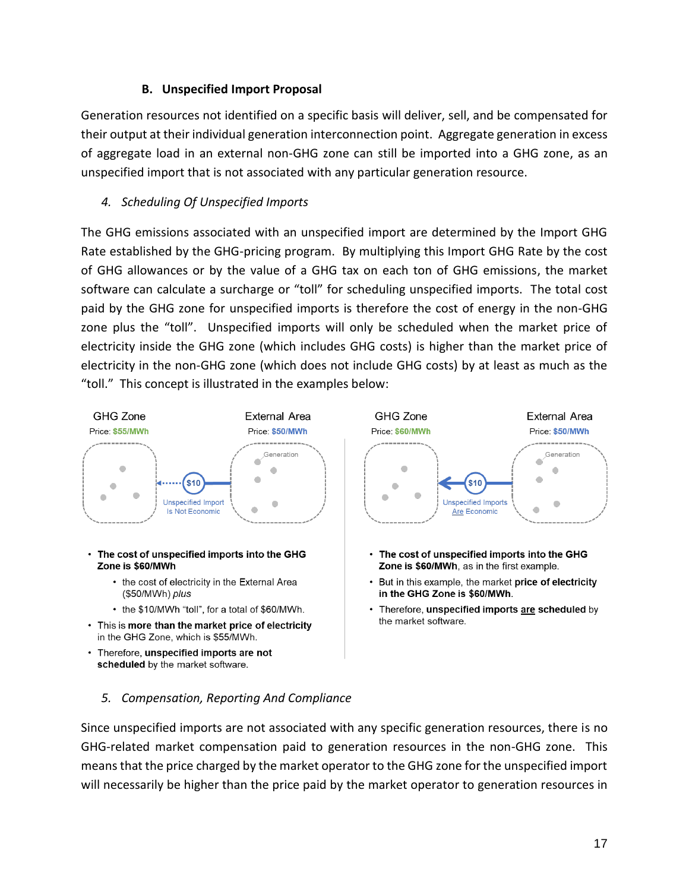### B. Unspecified Import Proposal

Generation resources not identified on a specific basis will deliver, sell, and be compensated for their output at their individual generation interconnection point. Aggregate generation in excess of aggregate load in an external non-GHG zone can still be imported into a GHG zone, as an unspecified import that is not associated with any particular generation resource.

*4. Scheduling Of Unspecified Imports*

The GHG emissions associated with an unspecified import are determined by the Import GHG Rate established by the GHG-pricing program. By multiplying this Import GHG Rate by the cost of GHG allowances or by the value of a GHG tax on each ton of GHG emissions, the market software can calculate a surcharge or "toll" for scheduling unspecified imports. The total cost paid by the GHG zone for unspecified imports is therefore the cost of energy in the non-GHG zone plus the "toll". Unspecified imports will only be scheduled when the market price of electricity inside the GHG zone (which includes GHG costs) is higher than the market price of electricity in the non-GHG zone (which does not include GHG costs) by at least as much as the "toll." This concept is illustrated in the examples below:

GHG Zone — Price: $55/MWh | External Area — Price: $50/MWh | Generation | $10 | Unspecified Import Is Not Economic

- **The cost of unspecified imports into the GHG Zone is $60/MWh**
  - the cost of electricity in the External Area ($50/MWh) *plus*
  - the $10/MWh "toll", for a total of $60/MWh.
- This is **more than the market price of electricity** in the GHG Zone, which is $55/MWh.
- Therefore, **unspecified imports are not scheduled** by the market software.

GHG Zone — Price: $60/MWh | External Area — Price: $50/MWh | Generation | $10 | Unspecified Imports Are Economic

- **The cost of unspecified imports into the GHG Zone is $60/MWh**, as in the first example.
- But in this example, the market **price of electricity in the GHG Zone is $60/MWh**.
- Therefore, **unspecified imports are scheduled** by the market software.

*5. Compensation, Reporting And Compliance*

Since unspecified imports are not associated with any specific generation resources, there is no GHG-related market compensation paid to generation resources in the non-GHG zone. This means that the price charged by the market operator to the GHG zone for the unspecified import will necessarily be higher than the price paid by the market operator to generation resources in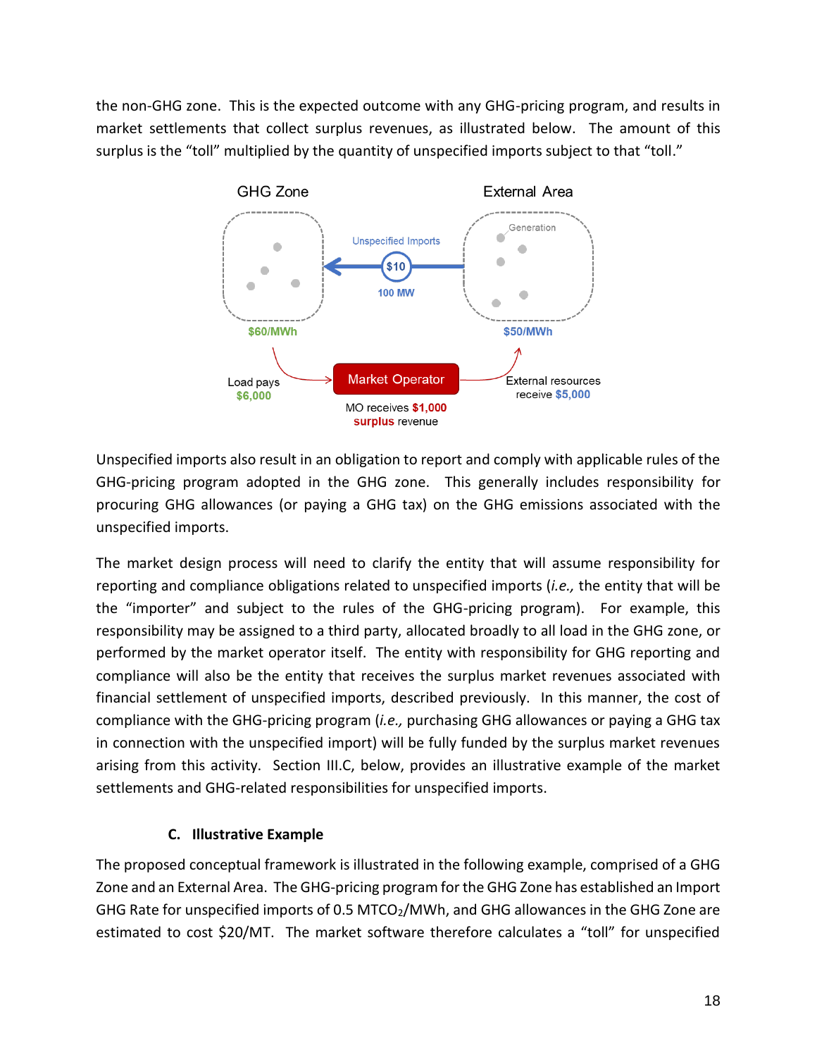the non-GHG zone. This is the expected outcome with any GHG-pricing program, and results in market settlements that collect surplus revenues, as illustrated below. The amount of this surplus is the "toll" multiplied by the quantity of unspecified imports subject to that "toll."

Unspecified imports also result in an obligation to report and comply with applicable rules of the GHG-pricing program adopted in the GHG zone. This generally includes responsibility for procuring GHG allowances (or paying a GHG tax) on the GHG emissions associated with the unspecified imports.

The market design process will need to clarify the entity that will assume responsibility for reporting and compliance obligations related to unspecified imports (*i.e.,* the entity that will be the "importer" and subject to the rules of the GHG-pricing program). For example, this responsibility may be assigned to a third party, allocated broadly to all load in the GHG zone, or performed by the market operator itself. The entity with responsibility for GHG reporting and compliance will also be the entity that receives the surplus market revenues associated with financial settlement of unspecified imports, described previously. In this manner, the cost of compliance with the GHG-pricing program (*i.e.,* purchasing GHG allowances or paying a GHG tax in connection with the unspecified import) will be fully funded by the surplus market revenues arising from this activity. Section III.C, below, provides an illustrative example of the market settlements and GHG-related responsibilities for unspecified imports.

### C. Illustrative Example

The proposed conceptual framework is illustrated in the following example, comprised of a GHG Zone and an External Area. The GHG-pricing program for the GHG Zone has established an Import GHG Rate for unspecified imports of 0.5 $MTCO_2$/MWh, and GHG allowances in the GHG Zone are estimated to cost $20/MT. The market software therefore calculates a "toll" for unspecified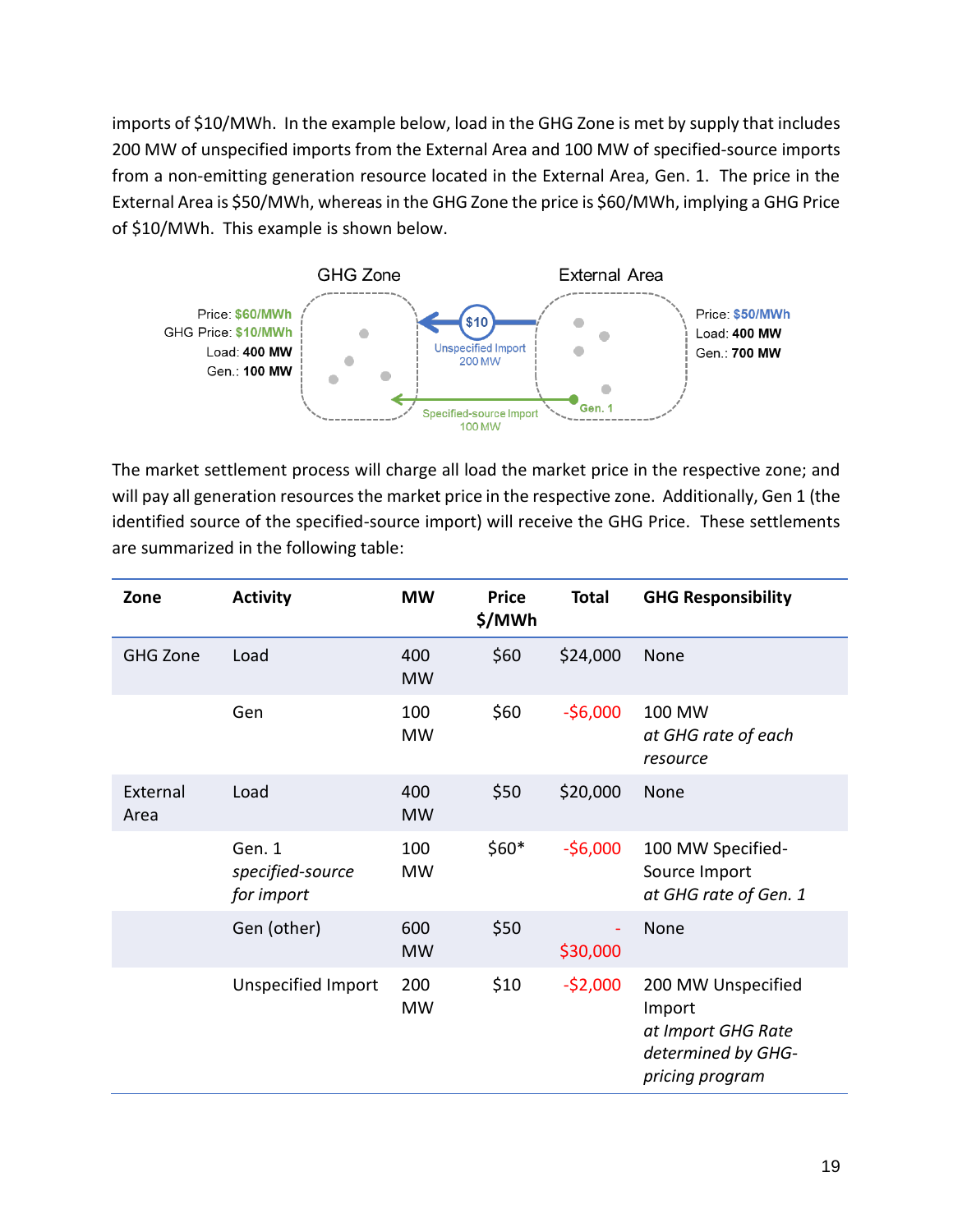imports of $10/MWh. In the example below, load in the GHG Zone is met by supply that includes 200 MW of unspecified imports from the External Area and 100 MW of specified-source imports from a non-emitting generation resource located in the External Area, Gen. 1. The price in the External Area is $50/MWh, whereas in the GHG Zone the price is $60/MWh, implying a GHG Price of $10/MWh. This example is shown below.

The market settlement process will charge all load the market price in the respective zone; and will pay all generation resources the market price in the respective zone. Additionally, Gen 1 (the identified source of the specified-source import) will receive the GHG Price. These settlements are summarized in the following table:

| Zone | Activity | MW | Price $/MWh | Total | GHG Responsibility |
|---|---|---|---|---|---|
| GHG Zone | Load | 400 MW | $60 | $24,000 | None |
| | Gen | 100 MW | $60 | -$6,000 | 100 MW *at GHG rate of each resource* |
| External Area | Load | 400 MW | $50 | $20,000 | None |
| | Gen. 1 *specified-source for import* | 100 MW | $60* | -$6,000 | 100 MW Specified-Source Import *at GHG rate of Gen. 1* |
| | Gen (other) | 600 MW | $50 | -$30,000 | None |
| | Unspecified Import | 200 MW | $10 | -$2,000 | 200 MW Unspecified Import *at Import GHG Rate determined by GHG-pricing program* |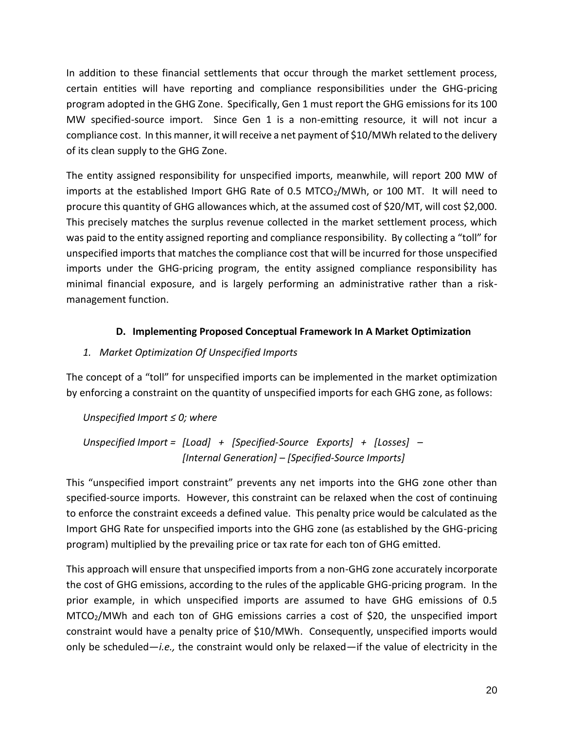In addition to these financial settlements that occur through the market settlement process, certain entities will have reporting and compliance responsibilities under the GHG-pricing program adopted in the GHG Zone. Specifically, Gen 1 must report the GHG emissions for its 100 MW specified-source import. Since Gen 1 is a non-emitting resource, it will not incur a compliance cost. In this manner, it will receive a net payment of \$10/MWh related to the delivery of its clean supply to the GHG Zone.

The entity assigned responsibility for unspecified imports, meanwhile, will report 200 MW of imports at the established Import GHG Rate of 0.5 $MTCO_2$/MWh, or 100 MT. It will need to procure this quantity of GHG allowances which, at the assumed cost of \$20/MT, will cost \$2,000. This precisely matches the surplus revenue collected in the market settlement process, which was paid to the entity assigned reporting and compliance responsibility. By collecting a "toll" for unspecified imports that matches the compliance cost that will be incurred for those unspecified imports under the GHG-pricing program, the entity assigned compliance responsibility has minimal financial exposure, and is largely performing an administrative rather than a risk-management function.

### D. Implementing Proposed Conceptual Framework In A Market Optimization

#### *1. Market Optimization Of Unspecified Imports*

The concept of a "toll" for unspecified imports can be implemented in the market optimization by enforcing a constraint on the quantity of unspecified imports for each GHG zone, as follows:

*Unspecified Import ≤ 0; where*

*Unspecified Import = [Load] + [Specified-Source Exports] + [Losses] – [Internal Generation] – [Specified-Source Imports]*

This "unspecified import constraint" prevents any net imports into the GHG zone other than specified-source imports. However, this constraint can be relaxed when the cost of continuing to enforce the constraint exceeds a defined value. This penalty price would be calculated as the Import GHG Rate for unspecified imports into the GHG zone (as established by the GHG-pricing program) multiplied by the prevailing price or tax rate for each ton of GHG emitted.

This approach will ensure that unspecified imports from a non-GHG zone accurately incorporate the cost of GHG emissions, according to the rules of the applicable GHG-pricing program. In the prior example, in which unspecified imports are assumed to have GHG emissions of 0.5 $MTCO_2$/MWh and each ton of GHG emissions carries a cost of \$20, the unspecified import constraint would have a penalty price of \$10/MWh. Consequently, unspecified imports would only be scheduled—*i.e.,* the constraint would only be relaxed—if the value of electricity in the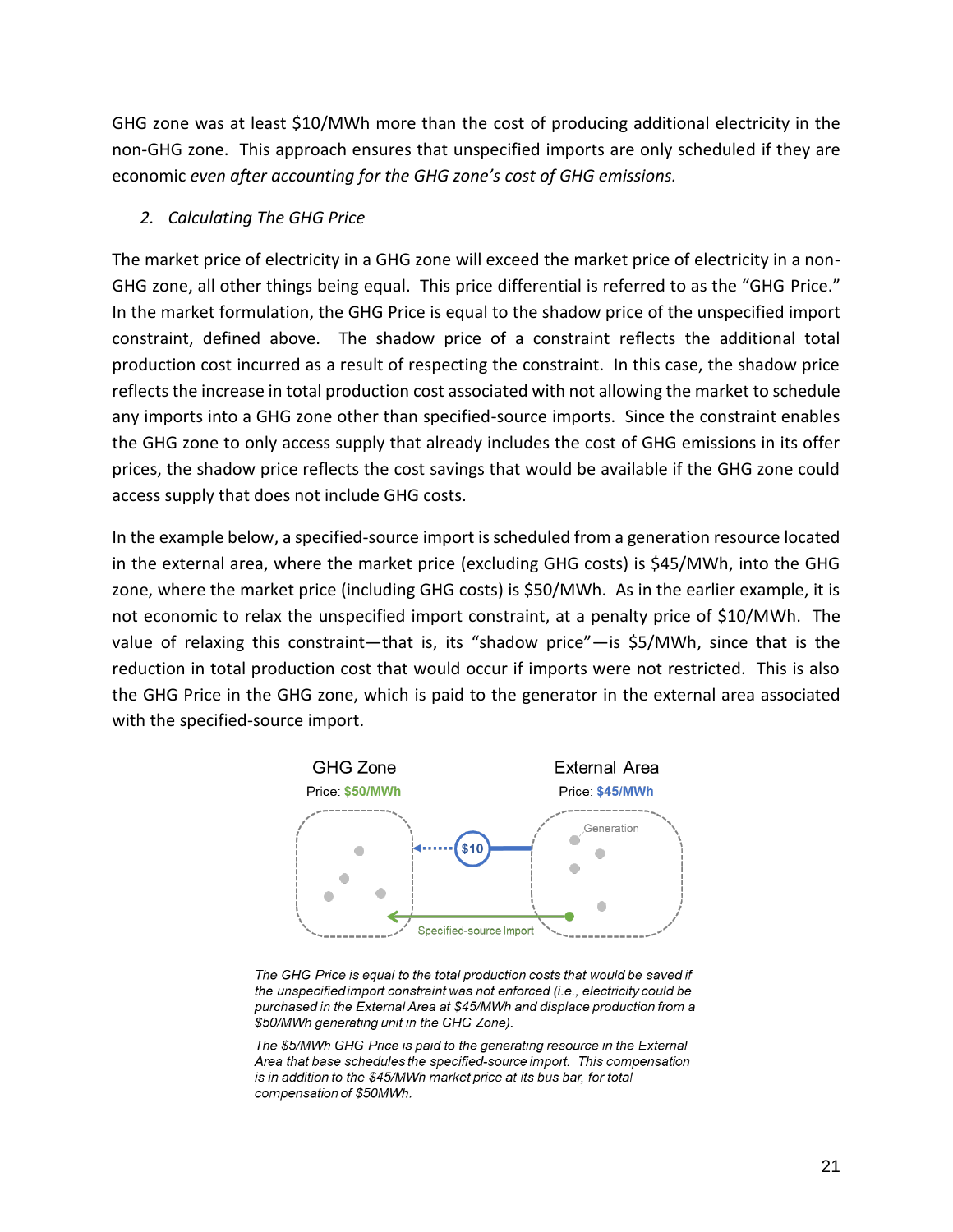GHG zone was at least \$10/MWh more than the cost of producing additional electricity in the non-GHG zone. This approach ensures that unspecified imports are only scheduled if they are economic *even after accounting for the GHG zone's cost of GHG emissions.*

2. *Calculating The GHG Price*

The market price of electricity in a GHG zone will exceed the market price of electricity in a non-GHG zone, all other things being equal. This price differential is referred to as the "GHG Price." In the market formulation, the GHG Price is equal to the shadow price of the unspecified import constraint, defined above. The shadow price of a constraint reflects the additional total production cost incurred as a result of respecting the constraint. In this case, the shadow price reflects the increase in total production cost associated with not allowing the market to schedule any imports into a GHG zone other than specified-source imports. Since the constraint enables the GHG zone to only access supply that already includes the cost of GHG emissions in its offer prices, the shadow price reflects the cost savings that would be available if the GHG zone could access supply that does not include GHG costs.

In the example below, a specified-source import is scheduled from a generation resource located in the external area, where the market price (excluding GHG costs) is \$45/MWh, into the GHG zone, where the market price (including GHG costs) is \$50/MWh. As in the earlier example, it is not economic to relax the unspecified import constraint, at a penalty price of \$10/MWh. The value of relaxing this constraint—that is, its "shadow price"—is \$5/MWh, since that is the reduction in total production cost that would occur if imports were not restricted. This is also the GHG Price in the GHG zone, which is paid to the generator in the external area associated with the specified-source import.

GHG Zone
Price: \$50/MWh

External Area
Price: \$45/MWh

Generation

\$10

Specified-source Import

*The GHG Price is equal to the total production costs that would be saved if the unspecified import constraint was not enforced (i.e., electricity could be purchased in the External Area at \$45/MWh and displace production from a \$50/MWh generating unit in the GHG Zone).*

*The \$5/MWh GHG Price is paid to the generating resource in the External Area that base schedules the specified-source import. This compensation is in addition to the \$45/MWh market price at its bus bar, for total compensation of \$50MWh.*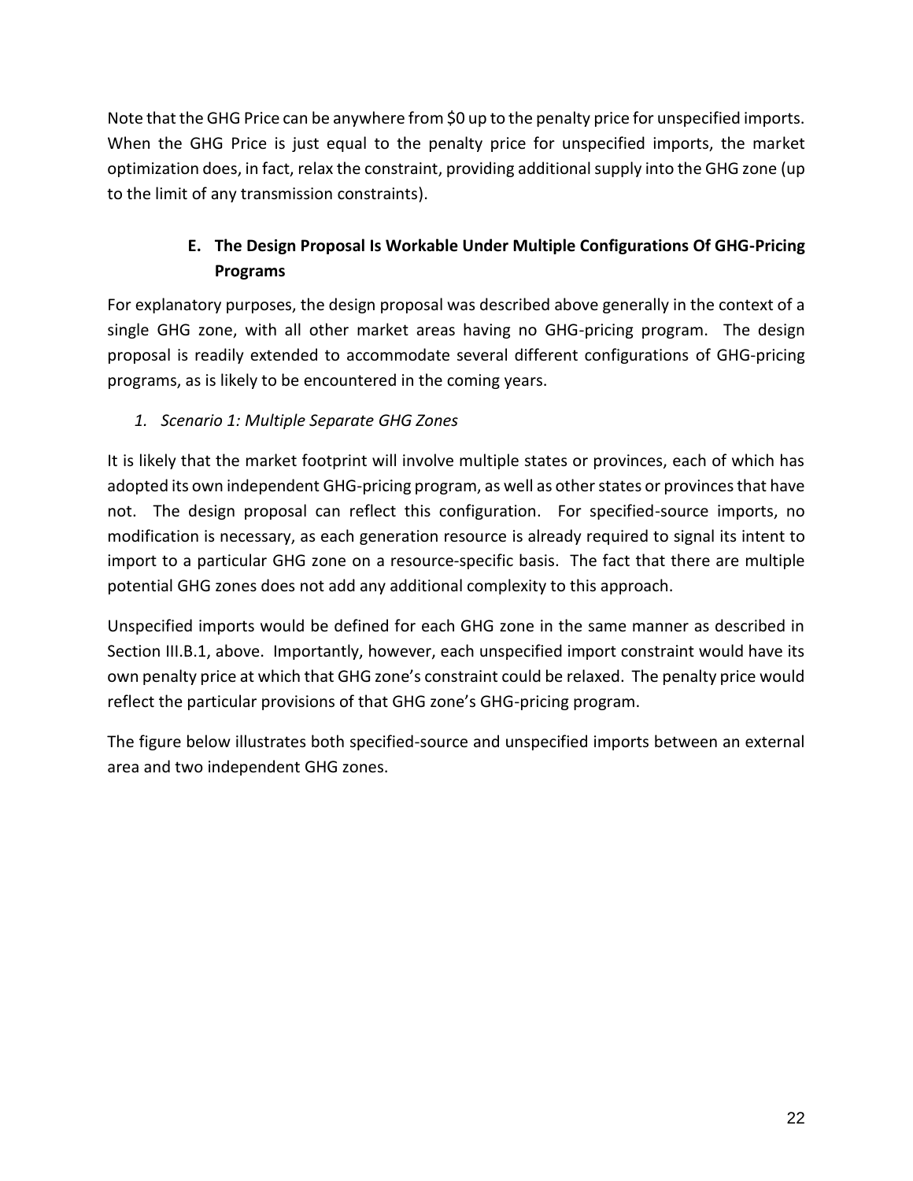Note that the GHG Price can be anywhere from $0 up to the penalty price for unspecified imports. When the GHG Price is just equal to the penalty price for unspecified imports, the market optimization does, in fact, relax the constraint, providing additional supply into the GHG zone (up to the limit of any transmission constraints).

## E. The Design Proposal Is Workable Under Multiple Configurations Of GHG-Pricing Programs

For explanatory purposes, the design proposal was described above generally in the context of a single GHG zone, with all other market areas having no GHG-pricing program. The design proposal is readily extended to accommodate several different configurations of GHG-pricing programs, as is likely to be encountered in the coming years.

### *1. Scenario 1: Multiple Separate GHG Zones*

It is likely that the market footprint will involve multiple states or provinces, each of which has adopted its own independent GHG-pricing program, as well as other states or provinces that have not. The design proposal can reflect this configuration. For specified-source imports, no modification is necessary, as each generation resource is already required to signal its intent to import to a particular GHG zone on a resource-specific basis. The fact that there are multiple potential GHG zones does not add any additional complexity to this approach.

Unspecified imports would be defined for each GHG zone in the same manner as described in Section III.B.1, above. Importantly, however, each unspecified import constraint would have its own penalty price at which that GHG zone's constraint could be relaxed. The penalty price would reflect the particular provisions of that GHG zone's GHG-pricing program.

The figure below illustrates both specified-source and unspecified imports between an external area and two independent GHG zones.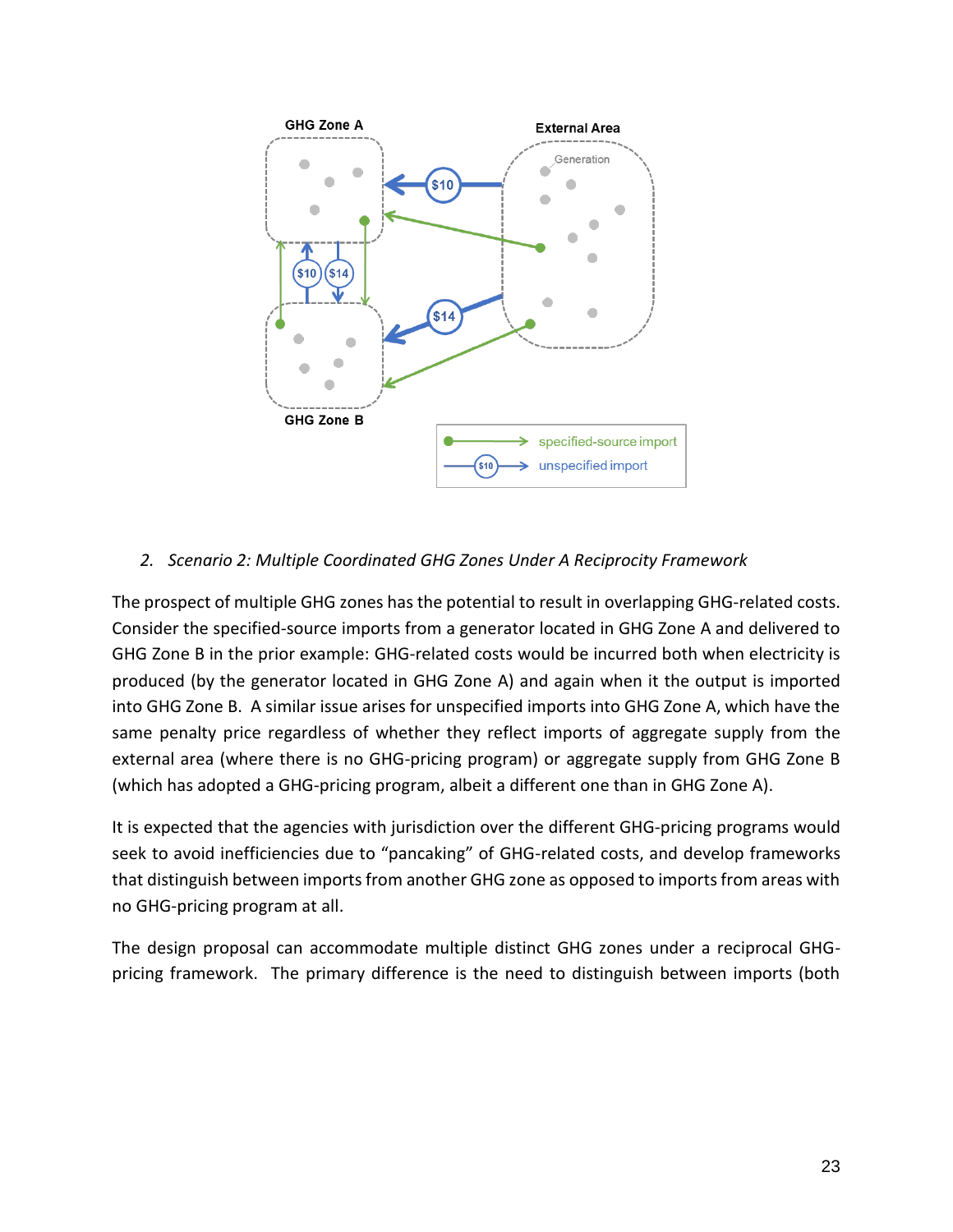2. *Scenario 2: Multiple Coordinated GHG Zones Under A Reciprocity Framework*

The prospect of multiple GHG zones has the potential to result in overlapping GHG-related costs. Consider the specified-source imports from a generator located in GHG Zone A and delivered to GHG Zone B in the prior example: GHG-related costs would be incurred both when electricity is produced (by the generator located in GHG Zone A) and again when it the output is imported into GHG Zone B. A similar issue arises for unspecified imports into GHG Zone A, which have the same penalty price regardless of whether they reflect imports of aggregate supply from the external area (where there is no GHG-pricing program) or aggregate supply from GHG Zone B (which has adopted a GHG-pricing program, albeit a different one than in GHG Zone A).

It is expected that the agencies with jurisdiction over the different GHG-pricing programs would seek to avoid inefficiencies due to "pancaking" of GHG-related costs, and develop frameworks that distinguish between imports from another GHG zone as opposed to imports from areas with no GHG-pricing program at all.

The design proposal can accommodate multiple distinct GHG zones under a reciprocal GHG-pricing framework. The primary difference is the need to distinguish between imports (both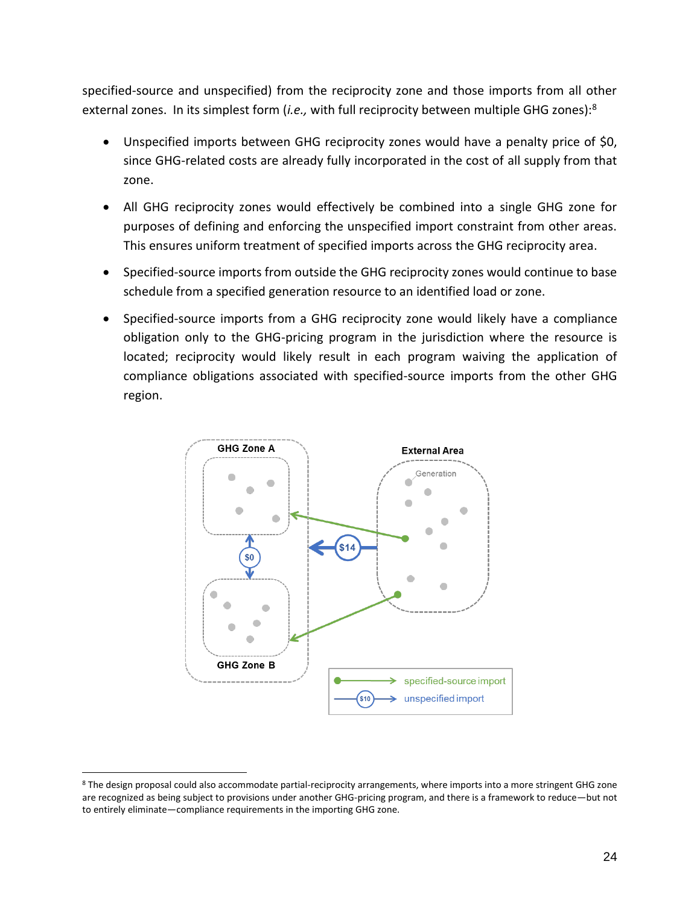specified-source and unspecified) from the reciprocity zone and those imports from all other external zones. In its simplest form (*i.e.,* with full reciprocity between multiple GHG zones):[8]

- Unspecified imports between GHG reciprocity zones would have a penalty price of $0, since GHG-related costs are already fully incorporated in the cost of all supply from that zone.
- All GHG reciprocity zones would effectively be combined into a single GHG zone for purposes of defining and enforcing the unspecified import constraint from other areas. This ensures uniform treatment of specified imports across the GHG reciprocity area.
- Specified-source imports from outside the GHG reciprocity zones would continue to base schedule from a specified generation resource to an identified load or zone.
- Specified-source imports from a GHG reciprocity zone would likely have a compliance obligation only to the GHG-pricing program in the jurisdiction where the resource is located; reciprocity would likely result in each program waiving the application of compliance obligations associated with specified-source imports from the other GHG region.

---

[8] The design proposal could also accommodate partial-reciprocity arrangements, where imports into a more stringent GHG zone are recognized as being subject to provisions under another GHG-pricing program, and there is a framework to reduce—but not to entirely eliminate—compliance requirements in the importing GHG zone.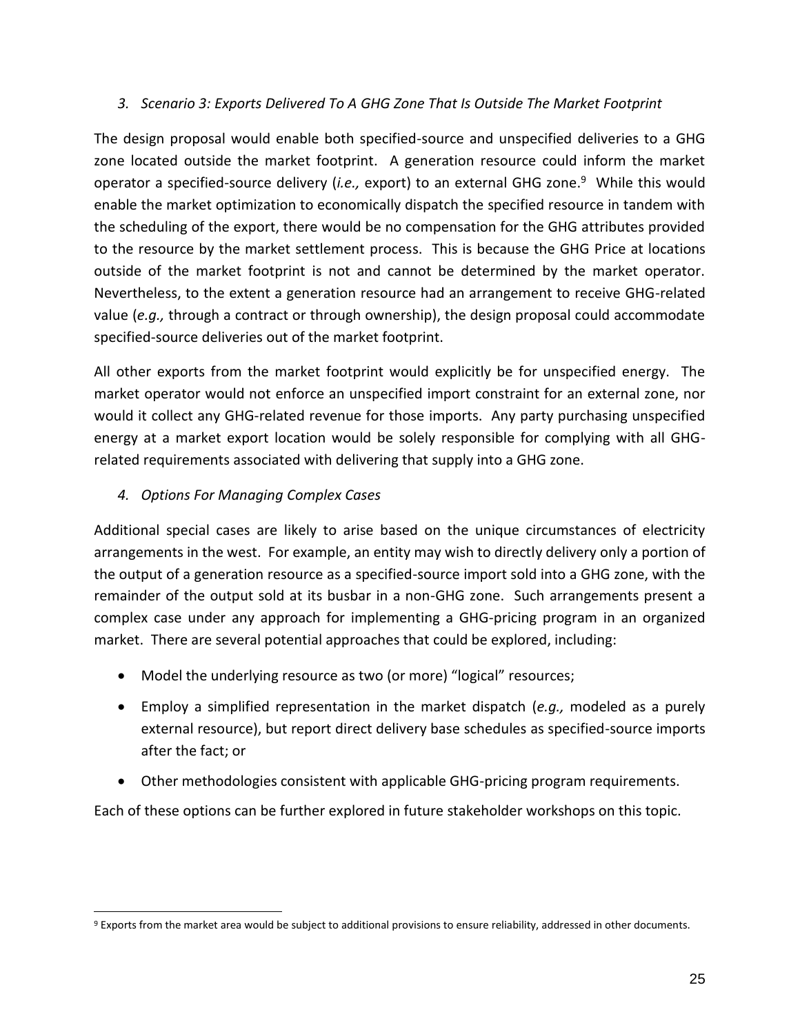### *3. Scenario 3: Exports Delivered To A GHG Zone That Is Outside The Market Footprint*

The design proposal would enable both specified-source and unspecified deliveries to a GHG zone located outside the market footprint. A generation resource could inform the market operator a specified-source delivery (*i.e.,* export) to an external GHG zone.[9] While this would enable the market optimization to economically dispatch the specified resource in tandem with the scheduling of the export, there would be no compensation for the GHG attributes provided to the resource by the market settlement process. This is because the GHG Price at locations outside of the market footprint is not and cannot be determined by the market operator. Nevertheless, to the extent a generation resource had an arrangement to receive GHG-related value (*e.g.,* through a contract or through ownership), the design proposal could accommodate specified-source deliveries out of the market footprint.

All other exports from the market footprint would explicitly be for unspecified energy. The market operator would not enforce an unspecified import constraint for an external zone, nor would it collect any GHG-related revenue for those imports. Any party purchasing unspecified energy at a market export location would be solely responsible for complying with all GHG-related requirements associated with delivering that supply into a GHG zone.

### *4. Options For Managing Complex Cases*

Additional special cases are likely to arise based on the unique circumstances of electricity arrangements in the west. For example, an entity may wish to directly delivery only a portion of the output of a generation resource as a specified-source import sold into a GHG zone, with the remainder of the output sold at its busbar in a non-GHG zone. Such arrangements present a complex case under any approach for implementing a GHG-pricing program in an organized market. There are several potential approaches that could be explored, including:

- Model the underlying resource as two (or more) "logical" resources;
- Employ a simplified representation in the market dispatch (*e.g.,* modeled as a purely external resource), but report direct delivery base schedules as specified-source imports after the fact; or
- Other methodologies consistent with applicable GHG-pricing program requirements.

Each of these options can be further explored in future stakeholder workshops on this topic.

---

[9] Exports from the market area would be subject to additional provisions to ensure reliability, addressed in other documents.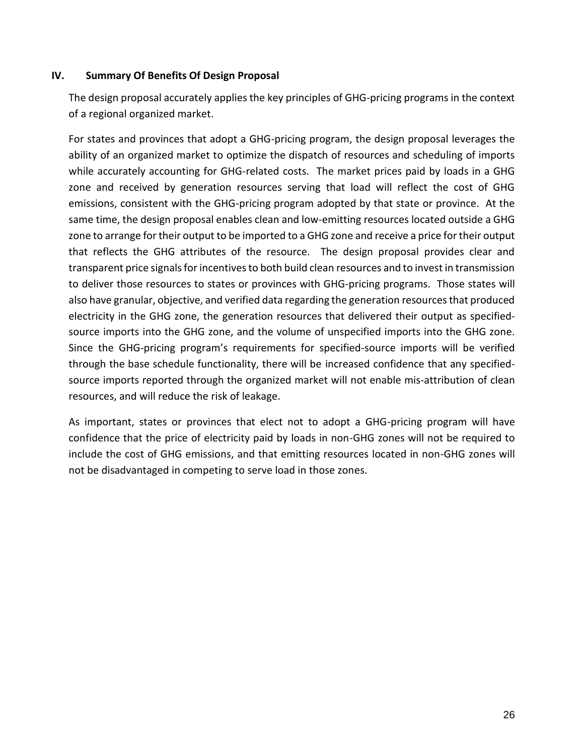## IV. Summary Of Benefits Of Design Proposal

The design proposal accurately applies the key principles of GHG-pricing programs in the context of a regional organized market.

For states and provinces that adopt a GHG-pricing program, the design proposal leverages the ability of an organized market to optimize the dispatch of resources and scheduling of imports while accurately accounting for GHG-related costs. The market prices paid by loads in a GHG zone and received by generation resources serving that load will reflect the cost of GHG emissions, consistent with the GHG-pricing program adopted by that state or province. At the same time, the design proposal enables clean and low-emitting resources located outside a GHG zone to arrange for their output to be imported to a GHG zone and receive a price for their output that reflects the GHG attributes of the resource. The design proposal provides clear and transparent price signals for incentives to both build clean resources and to invest in transmission to deliver those resources to states or provinces with GHG-pricing programs. Those states will also have granular, objective, and verified data regarding the generation resources that produced electricity in the GHG zone, the generation resources that delivered their output as specified-source imports into the GHG zone, and the volume of unspecified imports into the GHG zone. Since the GHG-pricing program's requirements for specified-source imports will be verified through the base schedule functionality, there will be increased confidence that any specified-source imports reported through the organized market will not enable mis-attribution of clean resources, and will reduce the risk of leakage.

As important, states or provinces that elect not to adopt a GHG-pricing program will have confidence that the price of electricity paid by loads in non-GHG zones will not be required to include the cost of GHG emissions, and that emitting resources located in non-GHG zones will not be disadvantaged in competing to serve load in those zones.